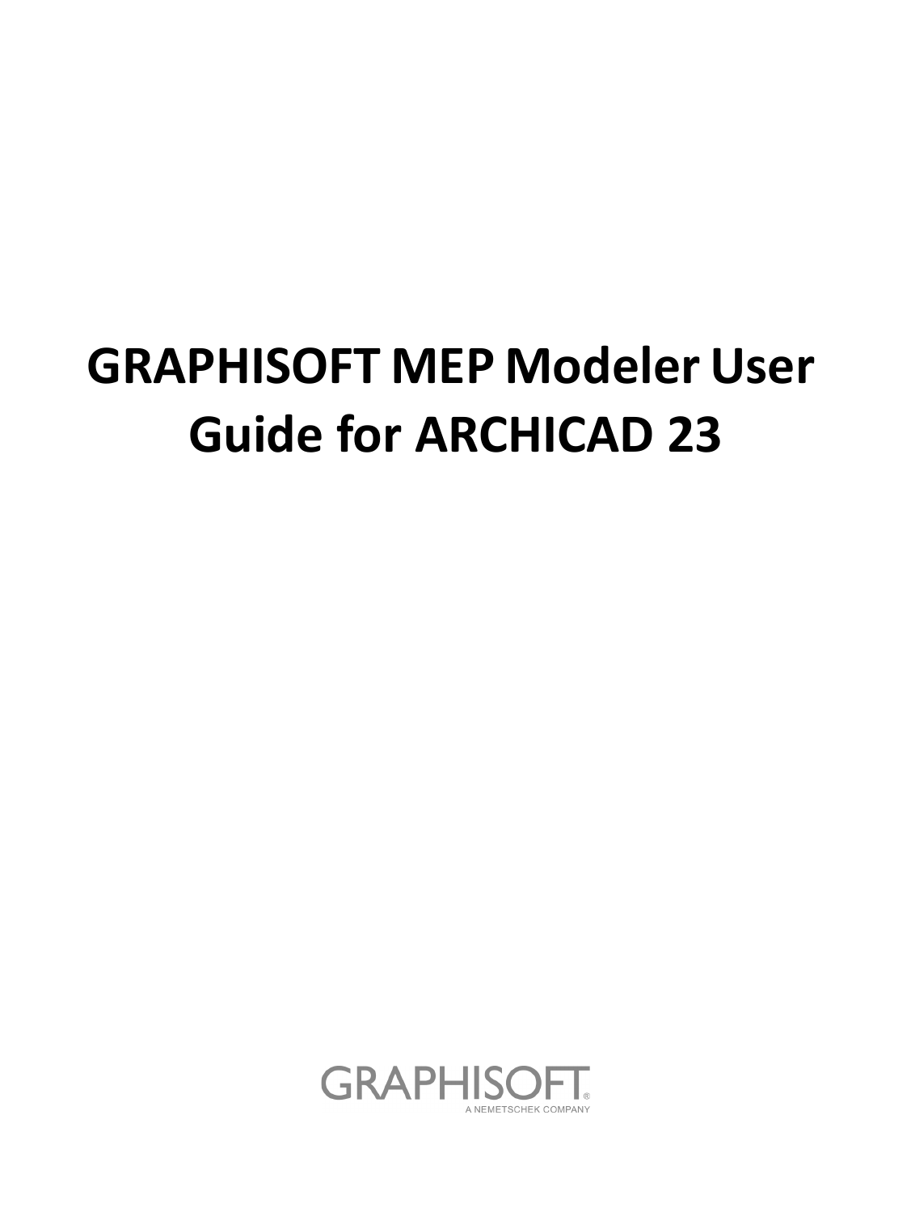# GRAPHISOFT MEP Modeler User Guide for ARCHICAD 23

GRAPHISOFT

A NEMETSCHEK COMPANY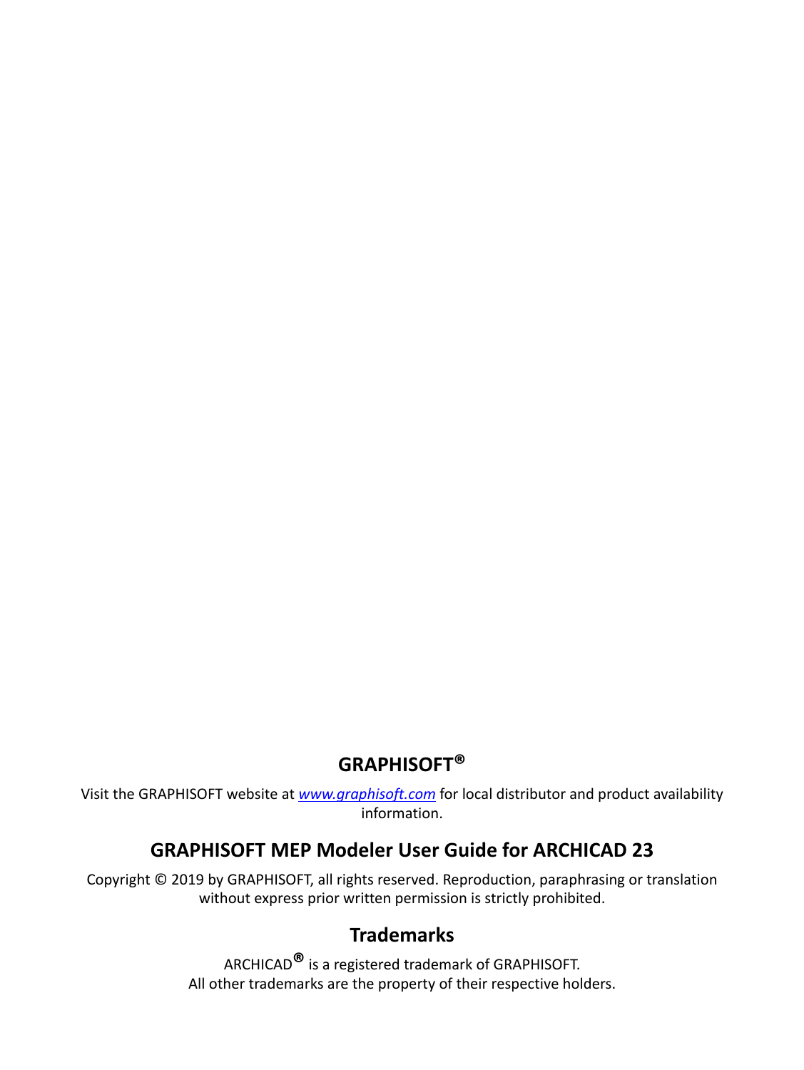## GRAPHISOFT®

Visit the GRAPHISOFT website at *www.graphisoft.com* for local distributor and product availability information.

## GRAPHISOFT MEP Modeler User Guide for ARCHICAD 23

Copyright © 2019 by GRAPHISOFT, all rights reserved. Reproduction, paraphrasing or translation without express prior written permission is strictly prohibited.

## Trademarks

ARCHICAD® is a registered trademark of GRAPHISOFT.
All other trademarks are the property of their respective holders.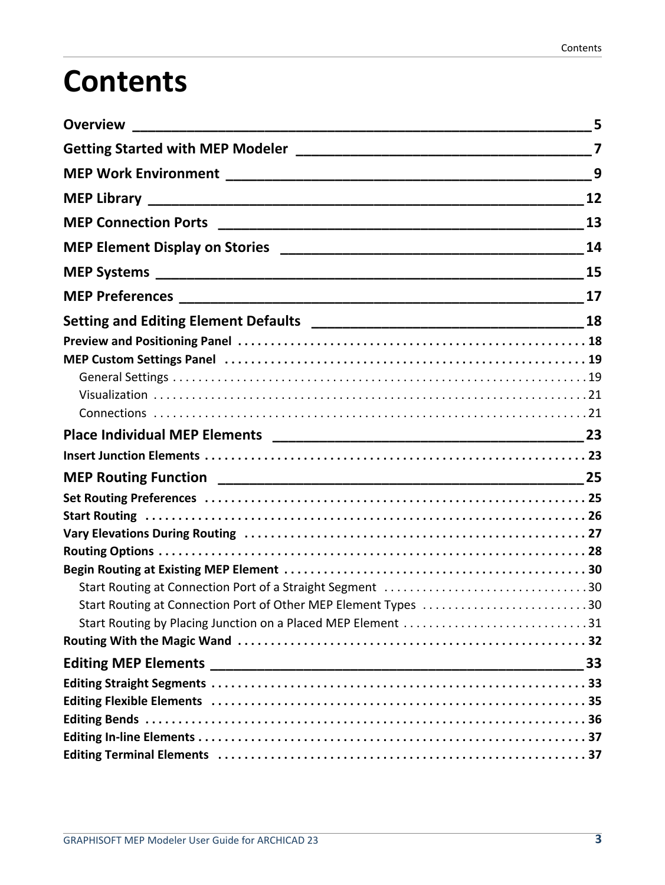# Contents

**Overview** 5

**Getting Started with MEP Modeler** 7

**MEP Work Environment** 9

**MEP Library** 12

**MEP Connection Ports** 13

**MEP Element Display on Stories** 14

**MEP Systems** 15

**MEP Preferences** 17

**Setting and Editing Element Defaults** 18

- **Preview and Positioning Panel** 18
- **MEP Custom Settings Panel** 19
  - General Settings 19
  - Visualization 21
  - Connections 21

**Place Individual MEP Elements** 23

- **Insert Junction Elements** 23

**MEP Routing Function** 25

- **Set Routing Preferences** 25
- **Start Routing** 26
- **Vary Elevations During Routing** 27
- **Routing Options** 28
- **Begin Routing at Existing MEP Element** 30
  - Start Routing at Connection Port of a Straight Segment 30
  - Start Routing at Connection Port of Other MEP Element Types 30
  - Start Routing by Placing Junction on a Placed MEP Element 31
- **Routing With the Magic Wand** 32

**Editing MEP Elements** 33

- **Editing Straight Segments** 33
- **Editing Flexible Elements** 35
- **Editing Bends** 36
- **Editing In-line Elements** 37
- **Editing Terminal Elements** 37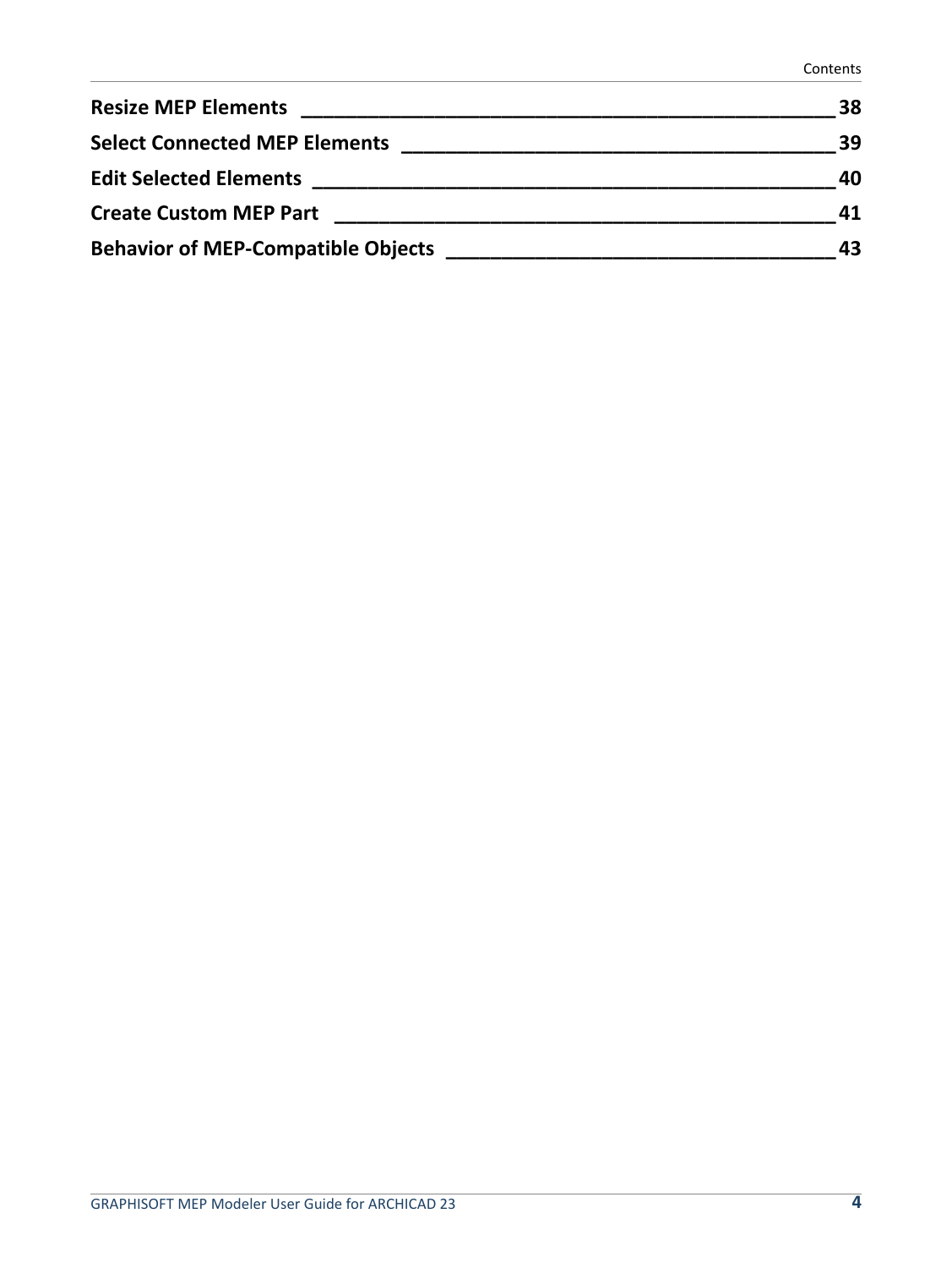**Resize MEP Elements** ____________________________________________ 38

**Select Connected MEP Elements** ____________________________________ 39

**Edit Selected Elements** __________________________________________ 40

**Create Custom MEP Part** _________________________________________ 41

**Behavior of MEP-Compatible Objects** ________________________________ 43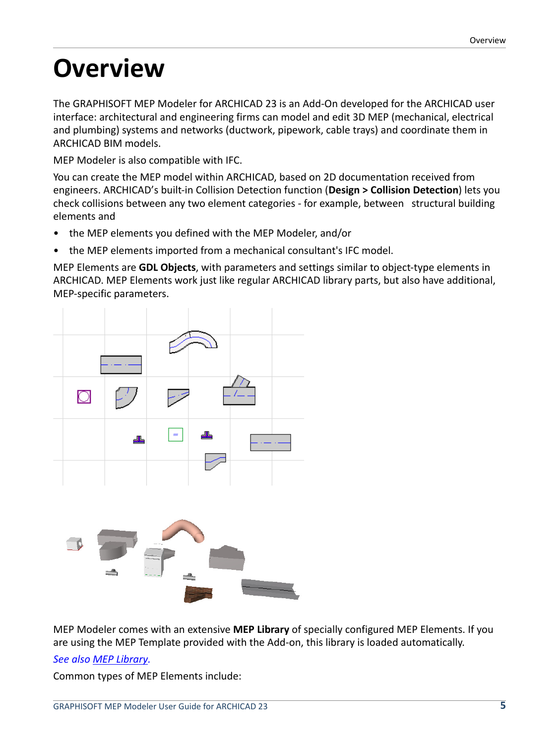# Overview

The GRAPHISOFT MEP Modeler for ARCHICAD 23 is an Add-On developed for the ARCHICAD user interface: architectural and engineering firms can model and edit 3D MEP (mechanical, electrical and plumbing) systems and networks (ductwork, pipework, cable trays) and coordinate them in ARCHICAD BIM models.

MEP Modeler is also compatible with IFC.

You can create the MEP model within ARCHICAD, based on 2D documentation received from engineers. ARCHICAD's built-in Collision Detection function (**Design > Collision Detection**) lets you check collisions between any two element categories - for example, between structural building elements and

- the MEP elements you defined with the MEP Modeler, and/or
- the MEP elements imported from a mechanical consultant's IFC model.

MEP Elements are **GDL Objects**, with parameters and settings similar to object-type elements in ARCHICAD. MEP Elements work just like regular ARCHICAD library parts, but also have additional, MEP-specific parameters.

MEP Modeler comes with an extensive **MEP Library** of specially configured MEP Elements. If you are using the MEP Template provided with the Add-on, this library is loaded automatically.

*See also MEP Library.*

Common types of MEP Elements include: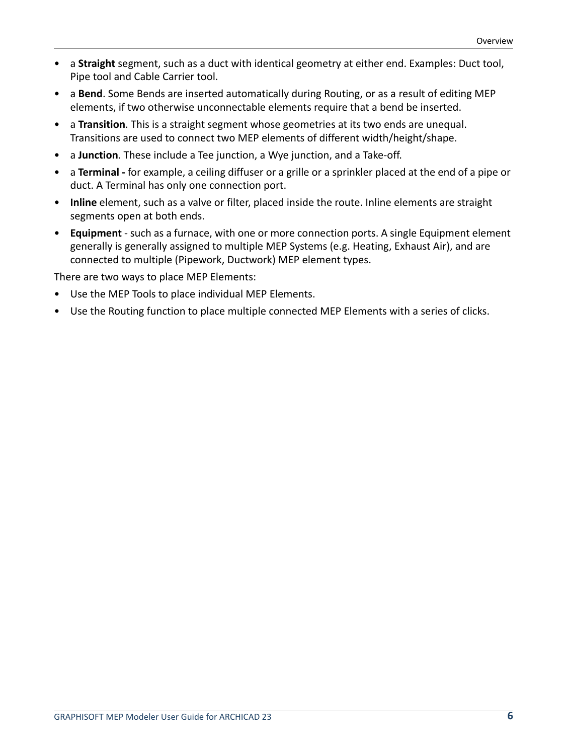- a **Straight** segment, such as a duct with identical geometry at either end. Examples: Duct tool, Pipe tool and Cable Carrier tool.
- a **Bend**. Some Bends are inserted automatically during Routing, or as a result of editing MEP elements, if two otherwise unconnectable elements require that a bend be inserted.
- a **Transition**. This is a straight segment whose geometries at its two ends are unequal. Transitions are used to connect two MEP elements of different width/height/shape.
- a **Junction**. These include a Tee junction, a Wye junction, and a Take-off.
- a **Terminal -** for example, a ceiling diffuser or a grille or a sprinkler placed at the end of a pipe or duct. A Terminal has only one connection port.
- **Inline** element, such as a valve or filter, placed inside the route. Inline elements are straight segments open at both ends.
- **Equipment** - such as a furnace, with one or more connection ports. A single Equipment element generally is generally assigned to multiple MEP Systems (e.g. Heating, Exhaust Air), and are connected to multiple (Pipework, Ductwork) MEP element types.

There are two ways to place MEP Elements:

- Use the MEP Tools to place individual MEP Elements.
- Use the Routing function to place multiple connected MEP Elements with a series of clicks.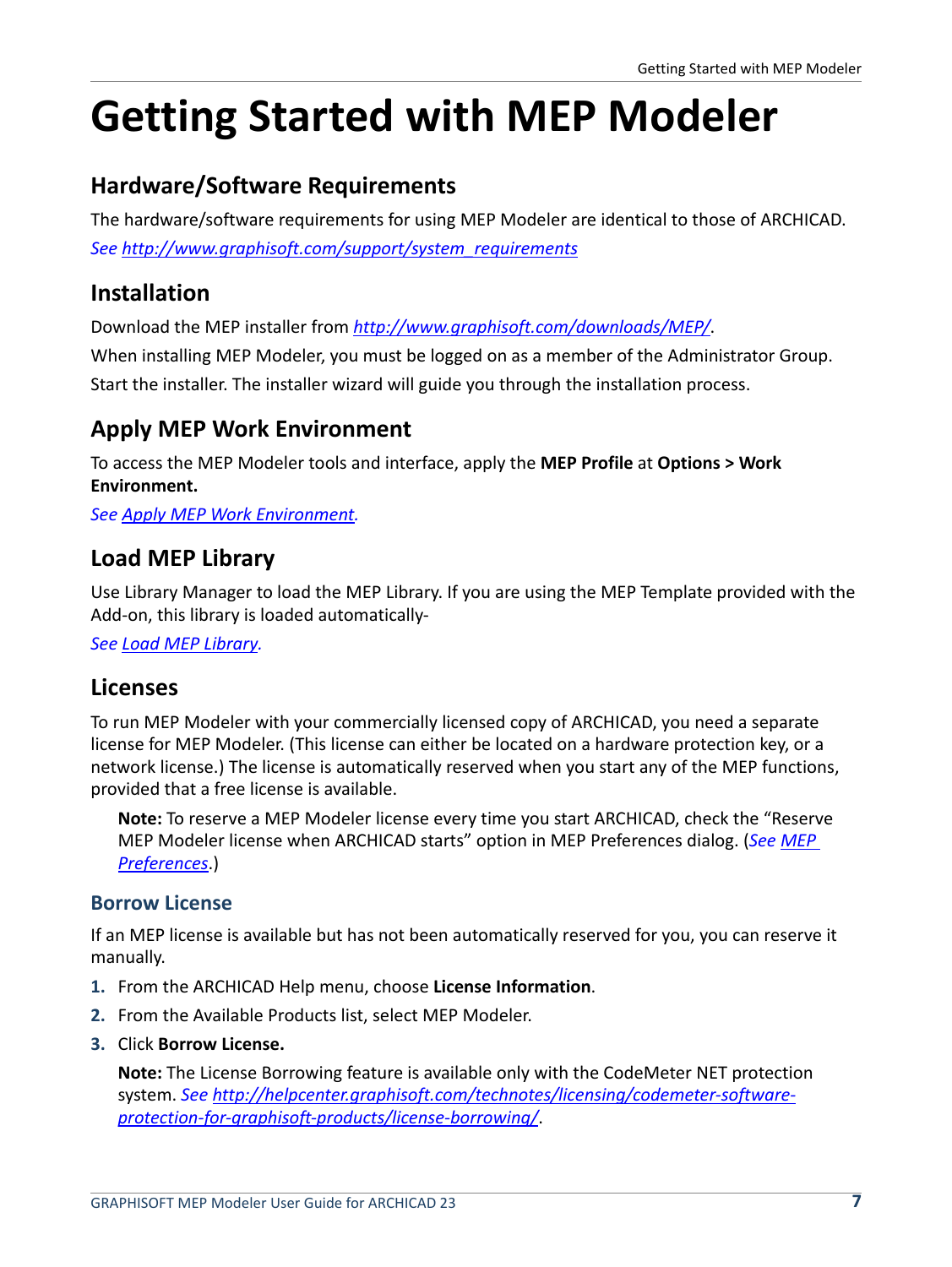# Getting Started with MEP Modeler

## Hardware/Software Requirements

The hardware/software requirements for using MEP Modeler are identical to those of ARCHICAD.

*See http://www.graphisoft.com/support/system_requirements*

## Installation

Download the MEP installer from *http://www.graphisoft.com/downloads/MEP/*.

When installing MEP Modeler, you must be logged on as a member of the Administrator Group.

Start the installer. The installer wizard will guide you through the installation process.

## Apply MEP Work Environment

To access the MEP Modeler tools and interface, apply the **MEP Profile** at **Options > Work Environment.**

*See Apply MEP Work Environment.*

## Load MEP Library

Use Library Manager to load the MEP Library. If you are using the MEP Template provided with the Add-on, this library is loaded automatically-

*See Load MEP Library.*

## Licenses

To run MEP Modeler with your commercially licensed copy of ARCHICAD, you need a separate license for MEP Modeler. (This license can either be located on a hardware protection key, or a network license.) The license is automatically reserved when you start any of the MEP functions, provided that a free license is available.

> **Note:** To reserve a MEP Modeler license every time you start ARCHICAD, check the “Reserve MEP Modeler license when ARCHICAD starts” option in MEP Preferences dialog. (*See MEP Preferences*.)

### Borrow License

If an MEP license is available but has not been automatically reserved for you, you can reserve it manually.

1. From the ARCHICAD Help menu, choose **License Information**.
2. From the Available Products list, select MEP Modeler.
3. Click **Borrow License.**

> **Note:** The License Borrowing feature is available only with the CodeMeter NET protection system. *See http://helpcenter.graphisoft.com/technotes/licensing/codemeter-software-protection-for-graphisoft-products/license-borrowing/*.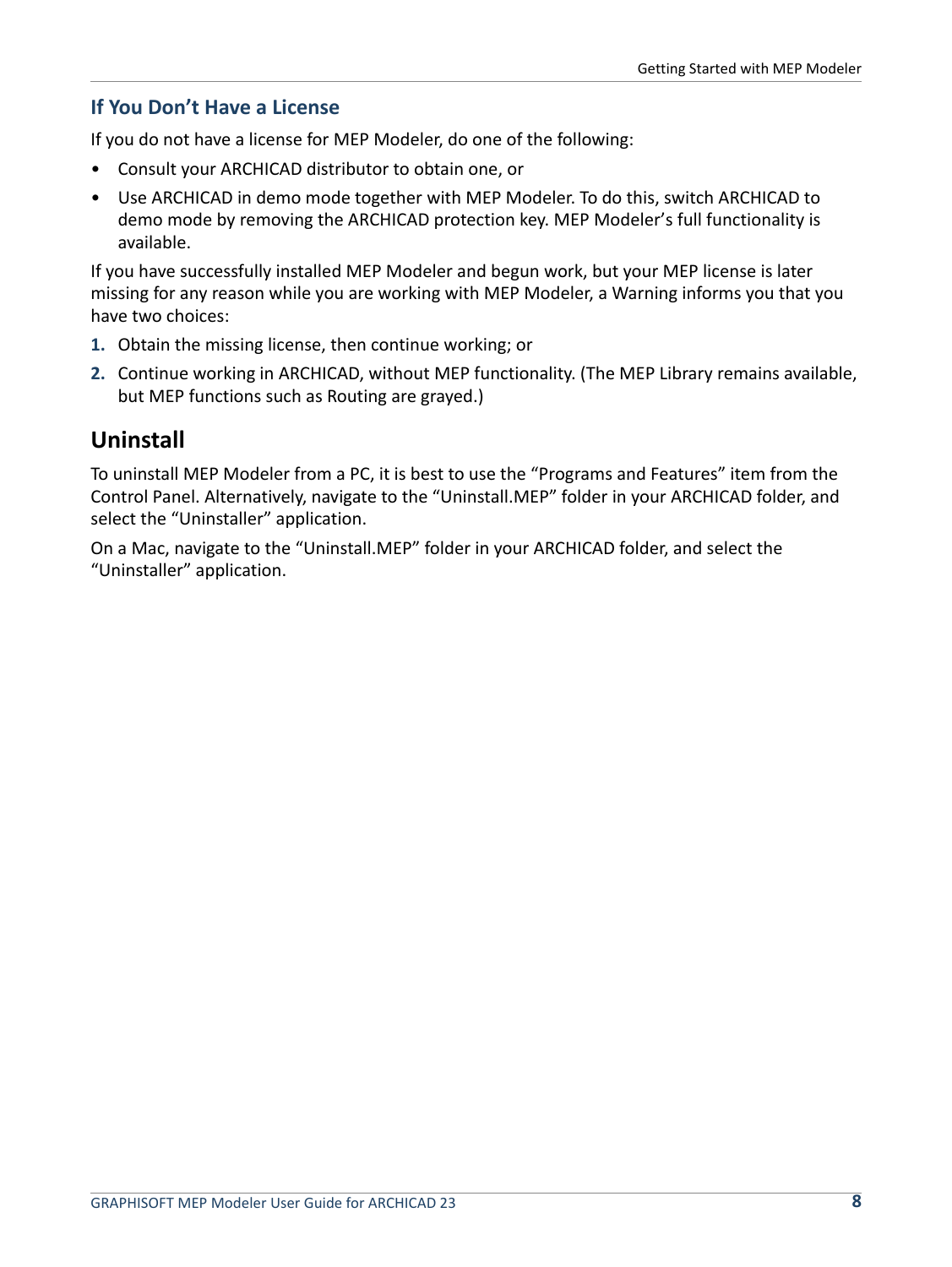### If You Don’t Have a License

If you do not have a license for MEP Modeler, do one of the following:

- Consult your ARCHICAD distributor to obtain one, or
- Use ARCHICAD in demo mode together with MEP Modeler. To do this, switch ARCHICAD to demo mode by removing the ARCHICAD protection key. MEP Modeler’s full functionality is available.

If you have successfully installed MEP Modeler and begun work, but your MEP license is later missing for any reason while you are working with MEP Modeler, a Warning informs you that you have two choices:

1. Obtain the missing license, then continue working; or
2. Continue working in ARCHICAD, without MEP functionality. (The MEP Library remains available, but MEP functions such as Routing are grayed.)

## Uninstall

To uninstall MEP Modeler from a PC, it is best to use the “Programs and Features” item from the Control Panel. Alternatively, navigate to the “Uninstall.MEP” folder in your ARCHICAD folder, and select the “Uninstaller” application.

On a Mac, navigate to the “Uninstall.MEP” folder in your ARCHICAD folder, and select the “Uninstaller” application.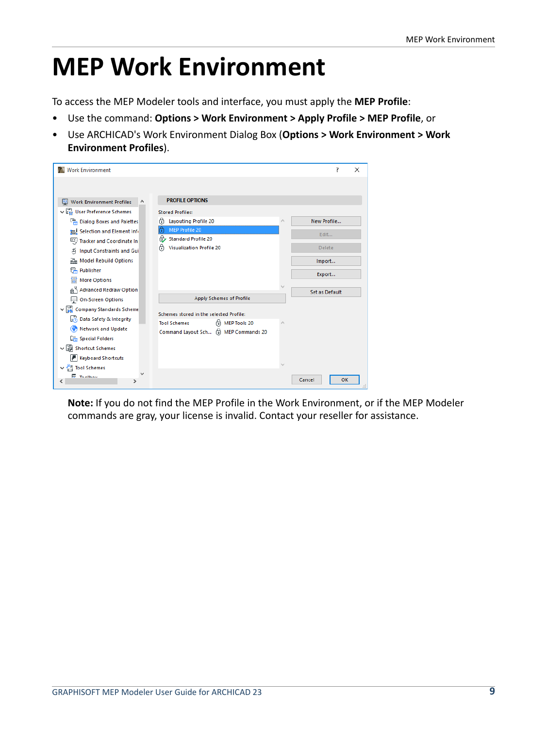# MEP Work Environment

To access the MEP Modeler tools and interface, you must apply the **MEP Profile**:

- Use the command: **Options > Work Environment > Apply Profile > MEP Profile**, or
- Use ARCHICAD's Work Environment Dialog Box (**Options > Work Environment > Work Environment Profiles**).

**Note:** If you do not find the MEP Profile in the Work Environment, or if the MEP Modeler commands are gray, your license is invalid. Contact your reseller for assistance.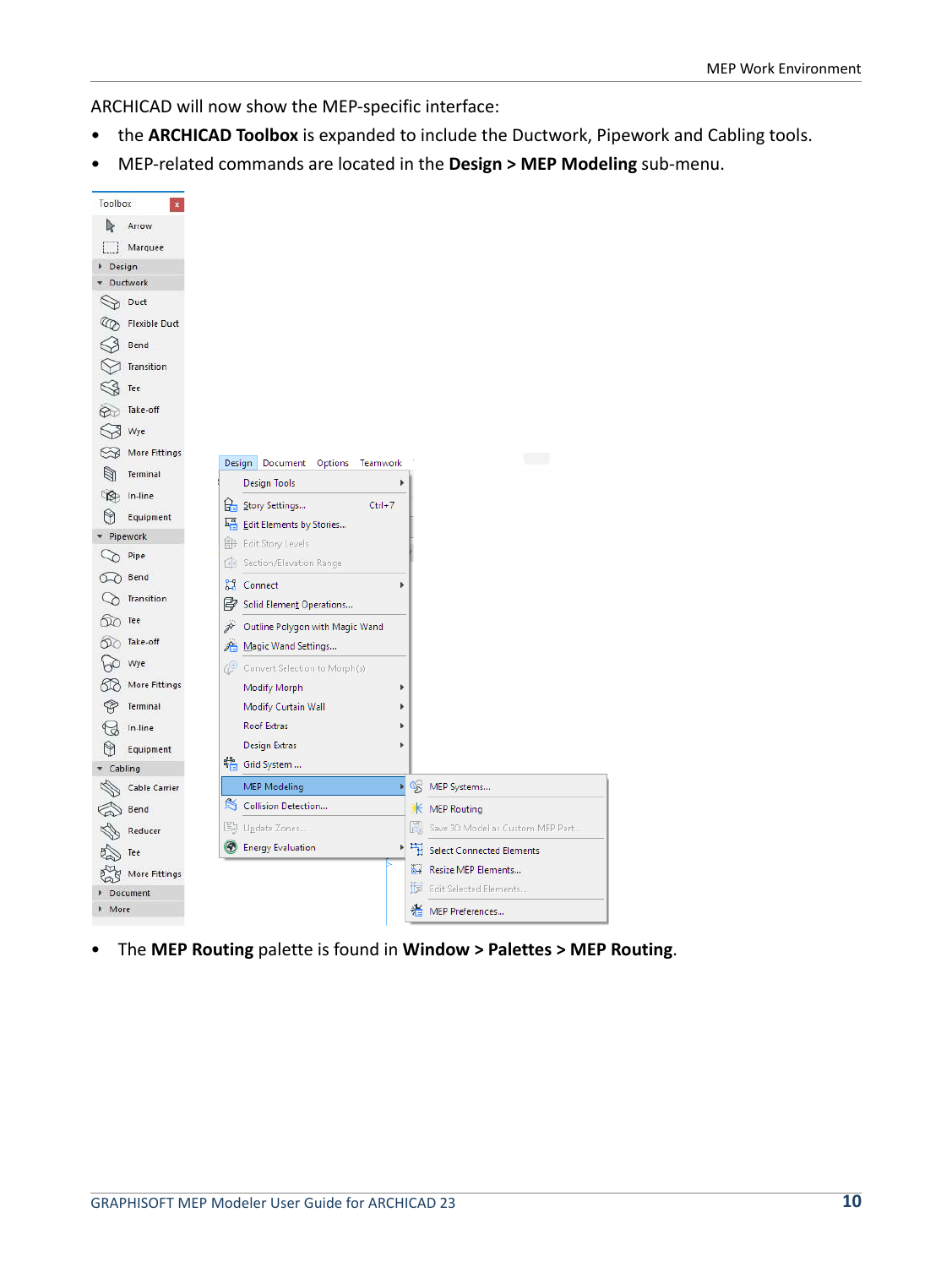ARCHICAD will now show the MEP-specific interface:

- the **ARCHICAD Toolbox** is expanded to include the Ductwork, Pipework and Cabling tools.
- MEP-related commands are located in the **Design > MEP Modeling** sub-menu.

- The **MEP Routing** palette is found in **Window > Palettes > MEP Routing**.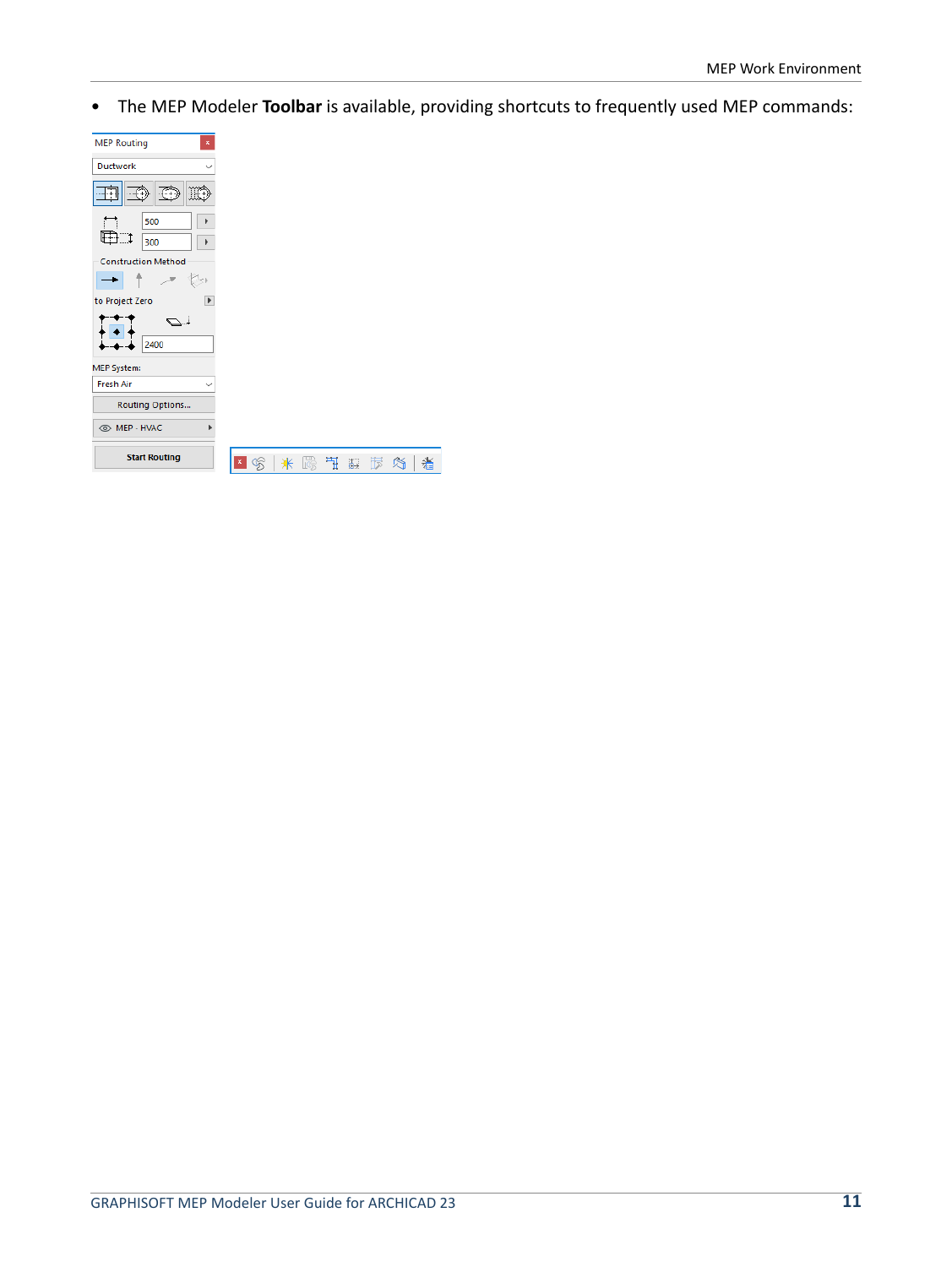- The MEP Modeler **Toolbar** is available, providing shortcuts to frequently used MEP commands: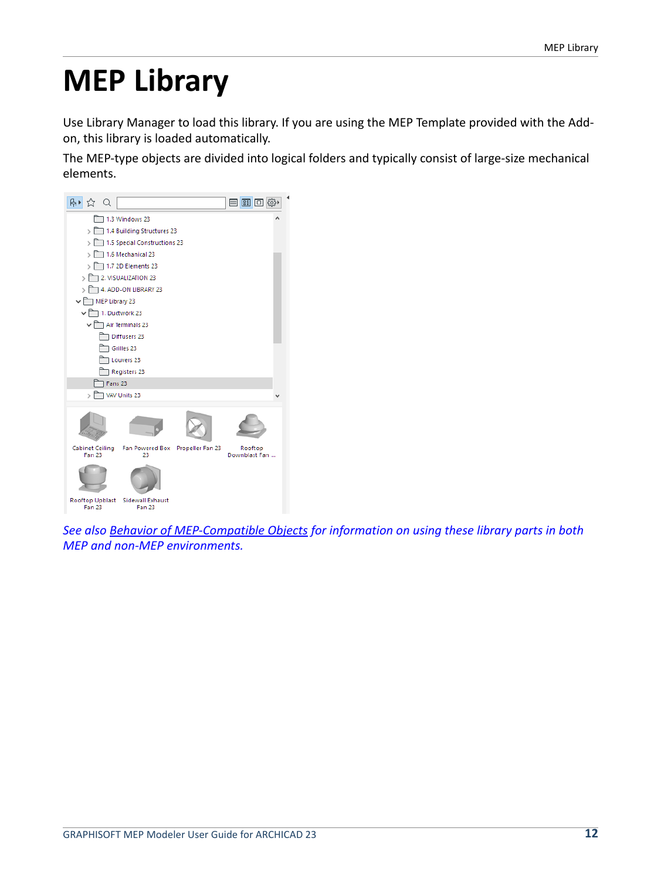# MEP Library

Use Library Manager to load this library. If you are using the MEP Template provided with the Add-on, this library is loaded automatically.

The MEP-type objects are divided into logical folders and typically consist of large-size mechanical elements.

*See also [Behavior of MEP-Compatible Objects] for information on using these library parts in both MEP and non-MEP environments.*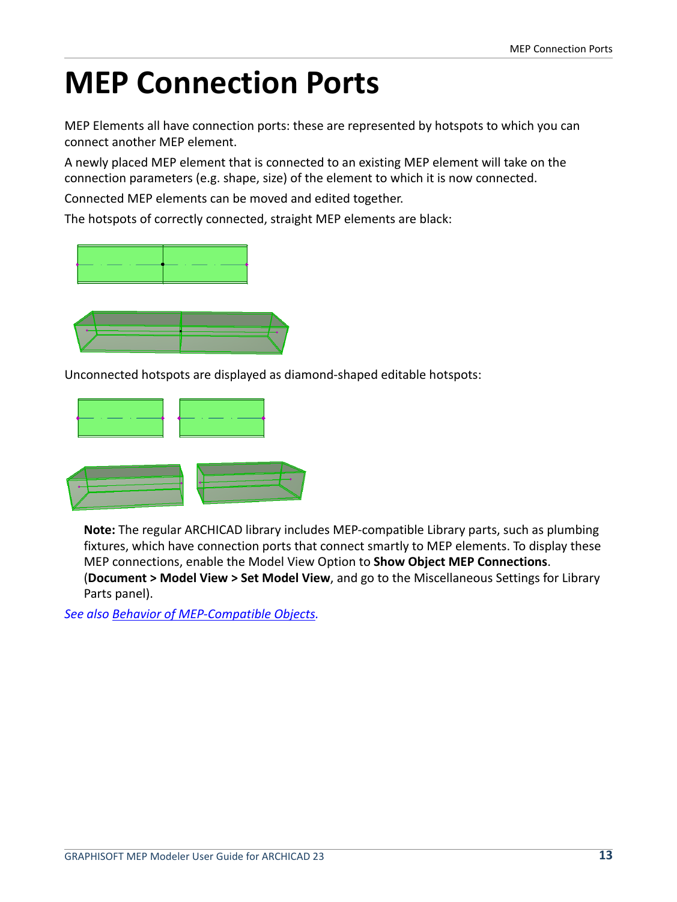# MEP Connection Ports

MEP Elements all have connection ports: these are represented by hotspots to which you can connect another MEP element.

A newly placed MEP element that is connected to an existing MEP element will take on the connection parameters (e.g. shape, size) of the element to which it is now connected.

Connected MEP elements can be moved and edited together.

The hotspots of correctly connected, straight MEP elements are black:

Unconnected hotspots are displayed as diamond-shaped editable hotspots:

> **Note:** The regular ARCHICAD library includes MEP-compatible Library parts, such as plumbing fixtures, which have connection ports that connect smartly to MEP elements. To display these MEP connections, enable the Model View Option to **Show Object MEP Connections**. (**Document > Model View > Set Model View**, and go to the Miscellaneous Settings for Library Parts panel).

*See also Behavior of MEP-Compatible Objects.*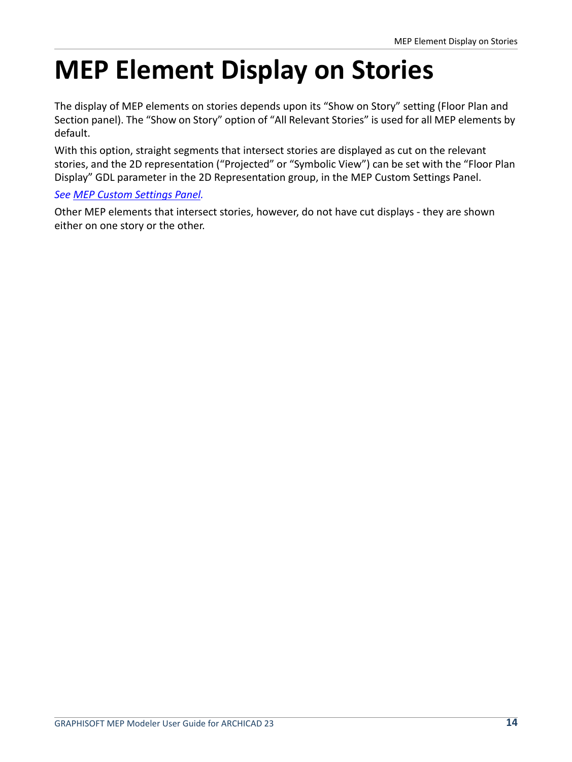# MEP Element Display on Stories

The display of MEP elements on stories depends upon its “Show on Story” setting (Floor Plan and Section panel). The “Show on Story” option of “All Relevant Stories” is used for all MEP elements by default.

With this option, straight segments that intersect stories are displayed as cut on the relevant stories, and the 2D representation (“Projected” or “Symbolic View”) can be set with the “Floor Plan Display” GDL parameter in the 2D Representation group, in the MEP Custom Settings Panel.

*See MEP Custom Settings Panel.*

Other MEP elements that intersect stories, however, do not have cut displays - they are shown either on one story or the other.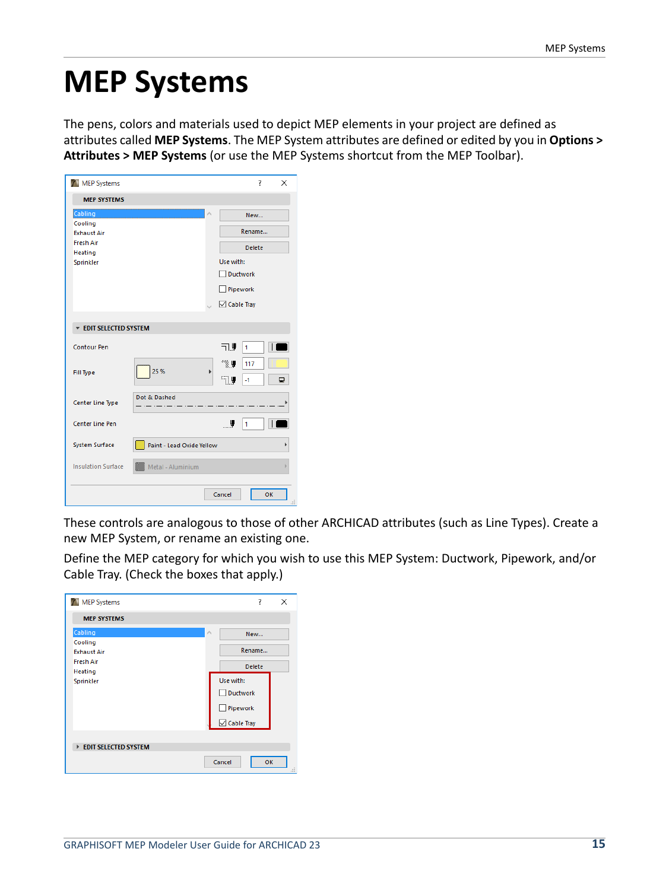# MEP Systems

The pens, colors and materials used to depict MEP elements in your project are defined as attributes called **MEP Systems**. The MEP System attributes are defined or edited by you in **Options > Attributes > MEP Systems** (or use the MEP Systems shortcut from the MEP Toolbar).

These controls are analogous to those of other ARCHICAD attributes (such as Line Types). Create a new MEP System, or rename an existing one.

Define the MEP category for which you wish to use this MEP System: Ductwork, Pipework, and/or Cable Tray. (Check the boxes that apply.)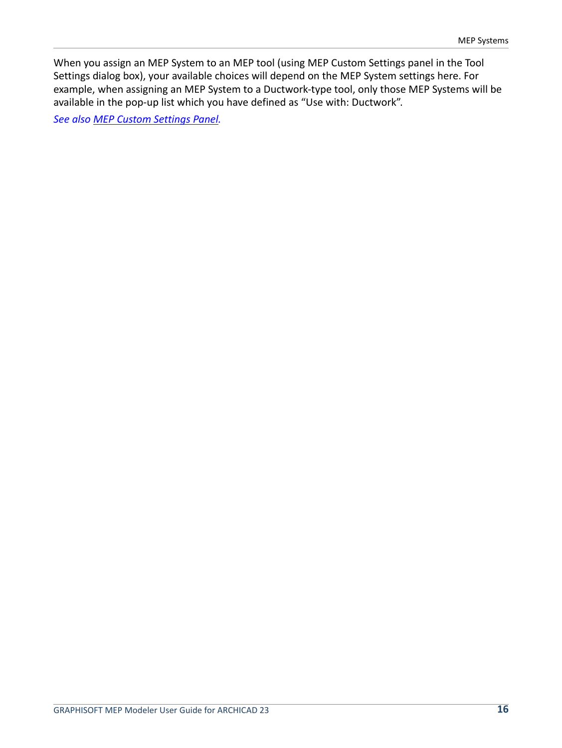When you assign an MEP System to an MEP tool (using MEP Custom Settings panel in the Tool Settings dialog box), your available choices will depend on the MEP System settings here. For example, when assigning an MEP System to a Ductwork-type tool, only those MEP Systems will be available in the pop-up list which you have defined as “Use with: Ductwork”.

*See also MEP Custom Settings Panel.*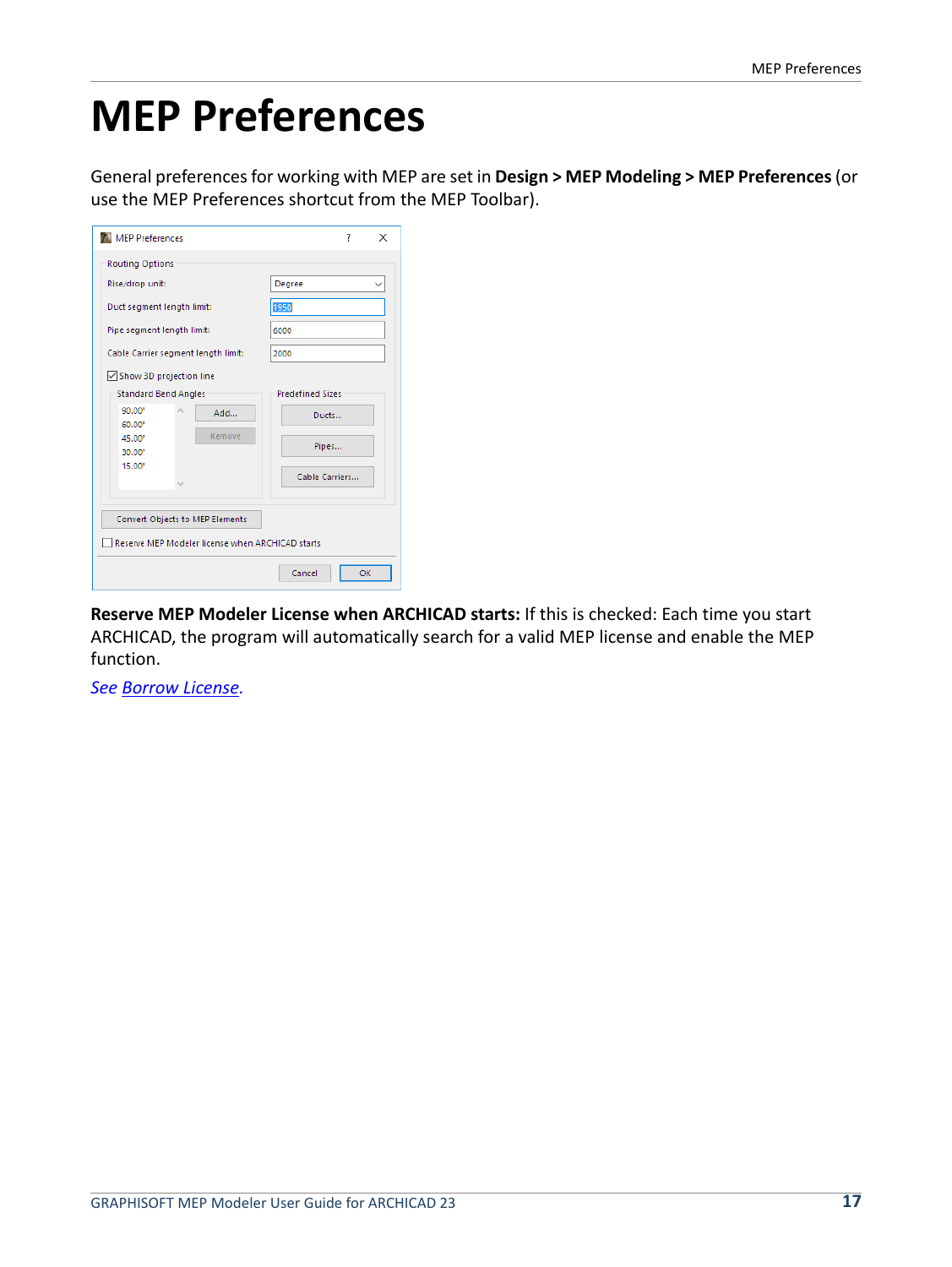# MEP Preferences

General preferences for working with MEP are set in **Design > MEP Modeling > MEP Preferences** (or use the MEP Preferences shortcut from the MEP Toolbar).

**Reserve MEP Modeler License when ARCHICAD starts:** If this is checked: Each time you start ARCHICAD, the program will automatically search for a valid MEP license and enable the MEP function.

*See Borrow License.*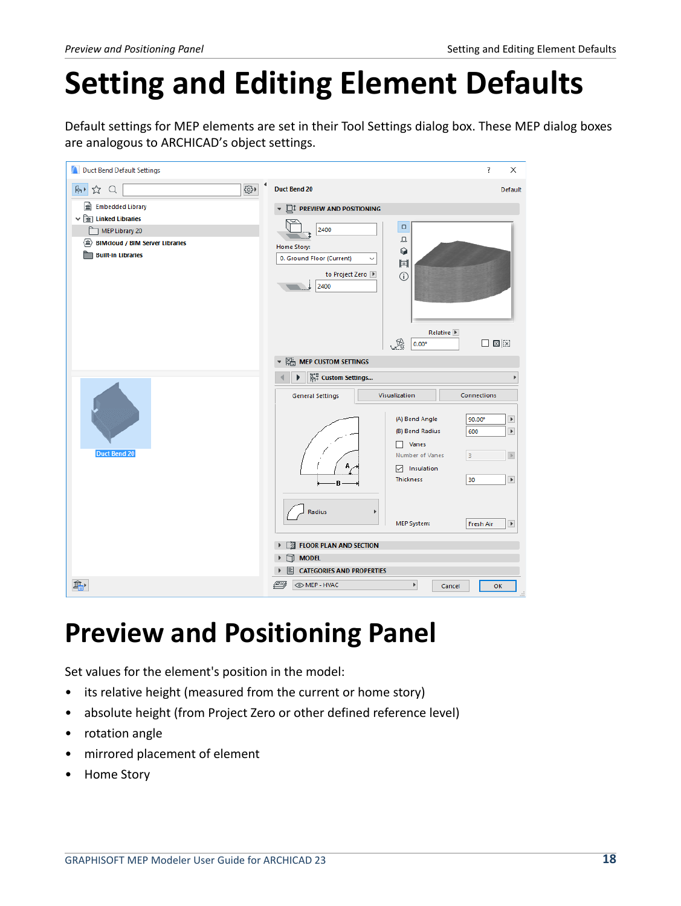# Setting and Editing Element Defaults

Default settings for MEP elements are set in their Tool Settings dialog box. These MEP dialog boxes are analogous to ARCHICAD's object settings.

# Preview and Positioning Panel

Set values for the element's position in the model:

- its relative height (measured from the current or home story)
- absolute height (from Project Zero or other defined reference level)
- rotation angle
- mirrored placement of element
- Home Story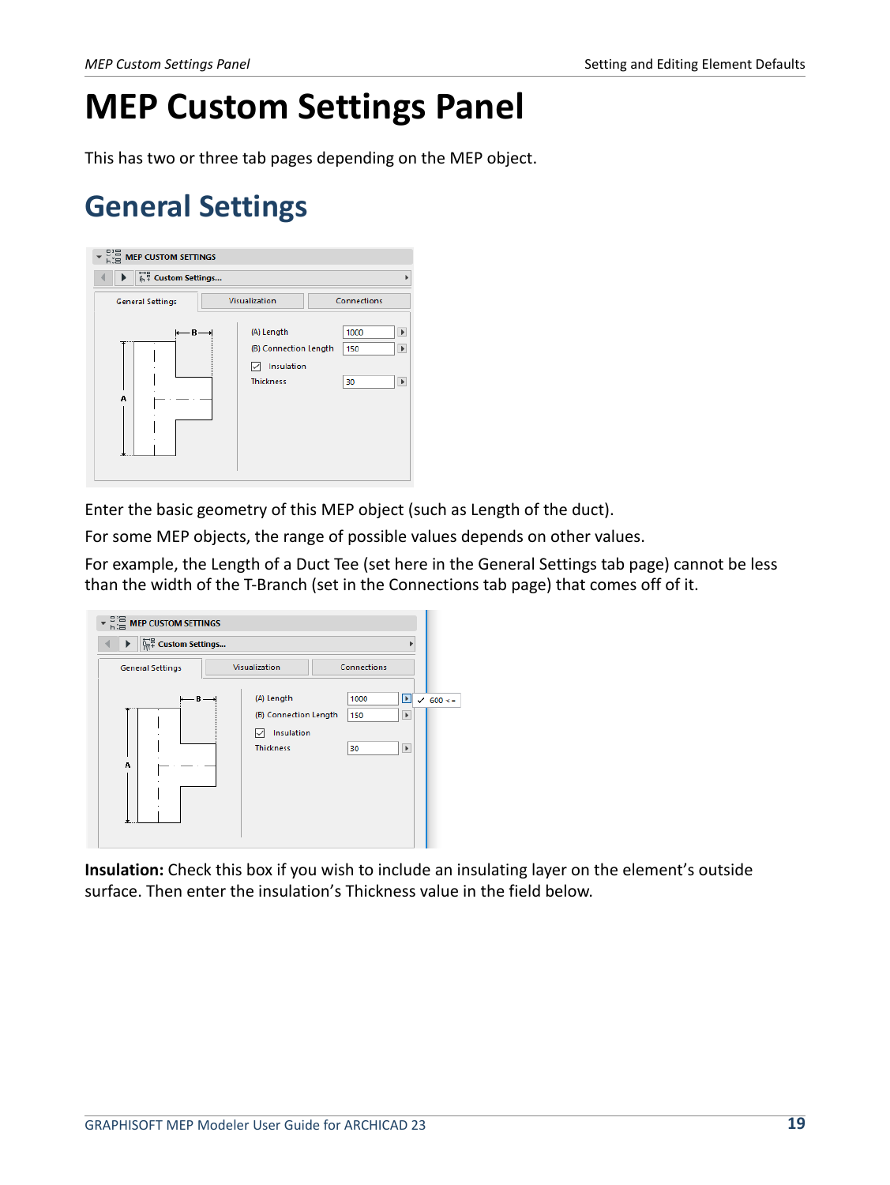# MEP Custom Settings Panel

This has two or three tab pages depending on the MEP object.

## General Settings

Enter the basic geometry of this MEP object (such as Length of the duct).

For some MEP objects, the range of possible values depends on other values.

For example, the Length of a Duct Tee (set here in the General Settings tab page) cannot be less than the width of the T-Branch (set in the Connections tab page) that comes off of it.

**Insulation:** Check this box if you wish to include an insulating layer on the element's outside surface. Then enter the insulation's Thickness value in the field below.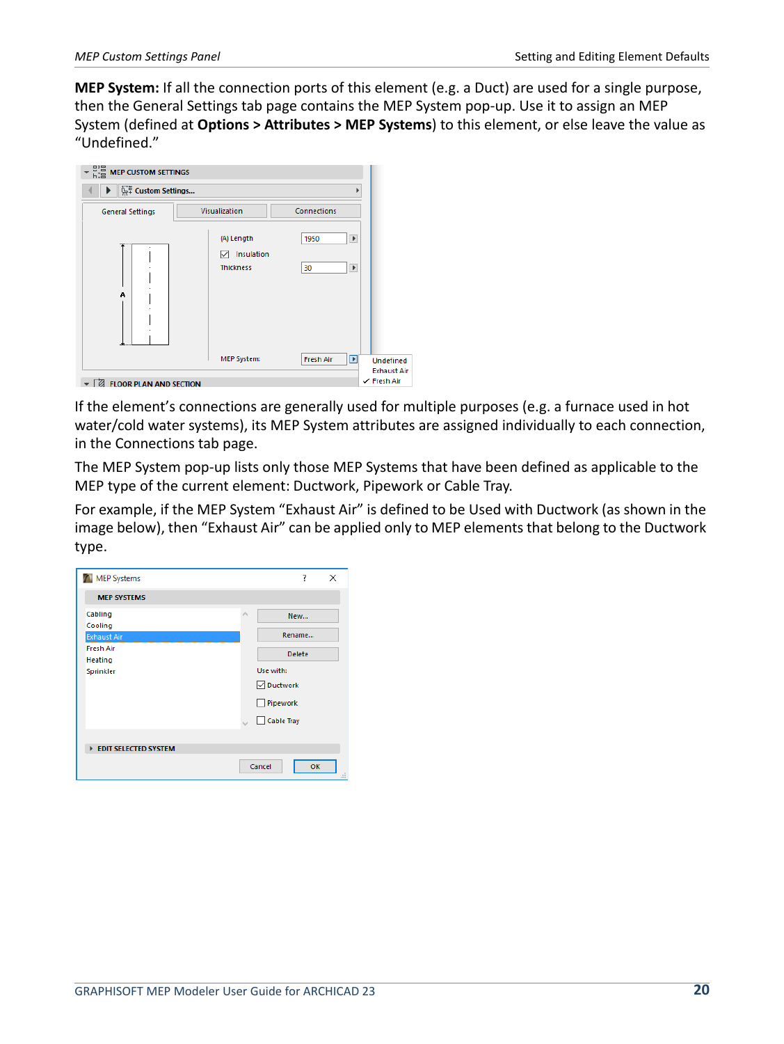**MEP System:** If all the connection ports of this element (e.g. a Duct) are used for a single purpose, then the General Settings tab page contains the MEP System pop-up. Use it to assign an MEP System (defined at **Options > Attributes > MEP Systems**) to this element, or else leave the value as "Undefined."

If the element's connections are generally used for multiple purposes (e.g. a furnace used in hot water/cold water systems), its MEP System attributes are assigned individually to each connection, in the Connections tab page.

The MEP System pop-up lists only those MEP Systems that have been defined as applicable to the MEP type of the current element: Ductwork, Pipework or Cable Tray.

For example, if the MEP System "Exhaust Air" is defined to be Used with Ductwork (as shown in the image below), then "Exhaust Air" can be applied only to MEP elements that belong to the Ductwork type.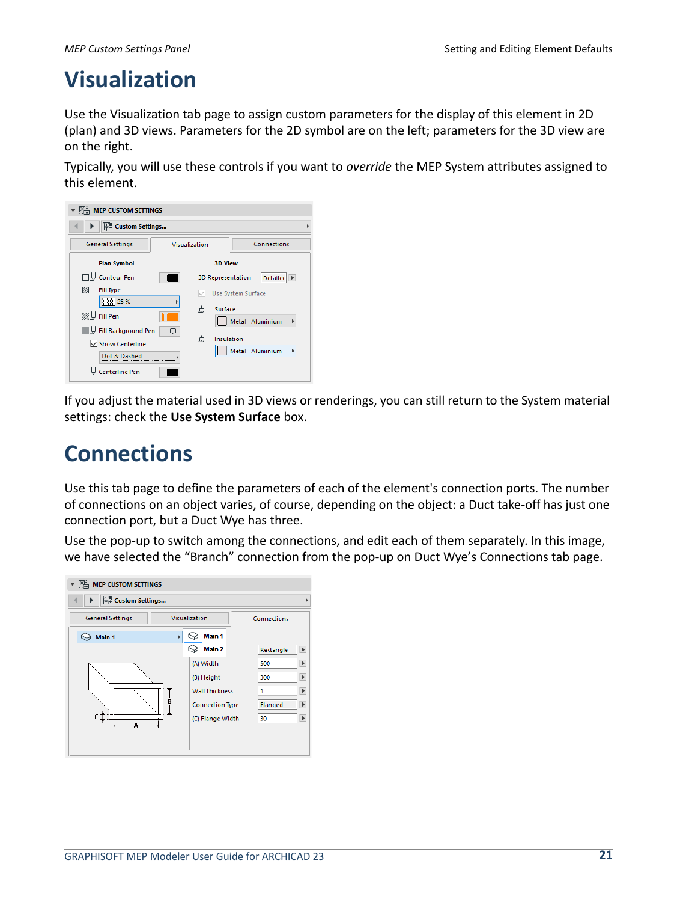# Visualization

Use the Visualization tab page to assign custom parameters for the display of this element in 2D (plan) and 3D views. Parameters for the 2D symbol are on the left; parameters for the 3D view are on the right.

Typically, you will use these controls if you want to *override* the MEP System attributes assigned to this element.

If you adjust the material used in 3D views or renderings, you can still return to the System material settings: check the **Use System Surface** box.

# Connections

Use this tab page to define the parameters of each of the element's connection ports. The number of connections on an object varies, of course, depending on the object: a Duct take-off has just one connection port, but a Duct Wye has three.

Use the pop-up to switch among the connections, and edit each of them separately. In this image, we have selected the “Branch” connection from the pop-up on Duct Wye’s Connections tab page.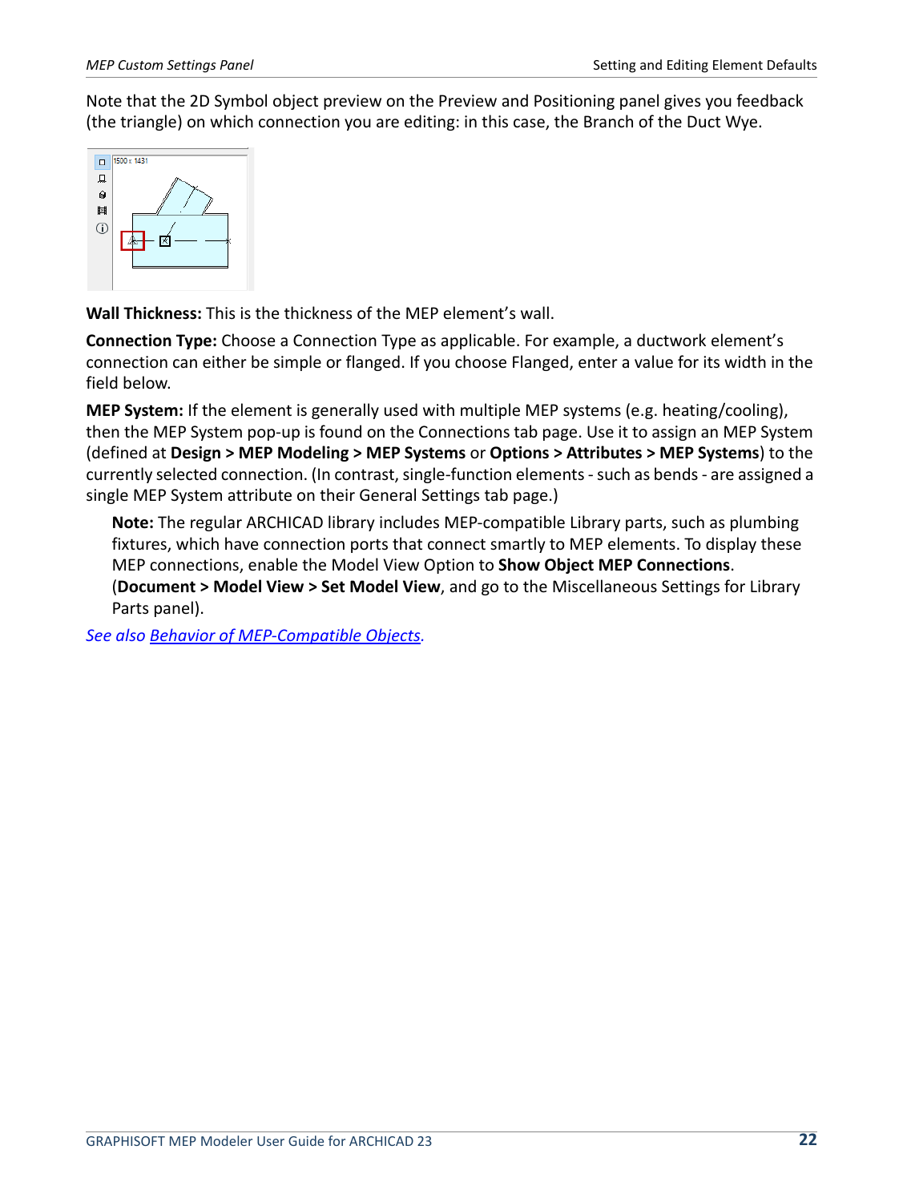Note that the 2D Symbol object preview on the Preview and Positioning panel gives you feedback (the triangle) on which connection you are editing: in this case, the Branch of the Duct Wye.

**Wall Thickness:** This is the thickness of the MEP element's wall.

**Connection Type:** Choose a Connection Type as applicable. For example, a ductwork element's connection can either be simple or flanged. If you choose Flanged, enter a value for its width in the field below.

**MEP System:** If the element is generally used with multiple MEP systems (e.g. heating/cooling), then the MEP System pop-up is found on the Connections tab page. Use it to assign an MEP System (defined at **Design > MEP Modeling > MEP Systems** or **Options > Attributes > MEP Systems**) to the currently selected connection. (In contrast, single-function elements - such as bends - are assigned a single MEP System attribute on their General Settings tab page.)

> **Note:** The regular ARCHICAD library includes MEP-compatible Library parts, such as plumbing fixtures, which have connection ports that connect smartly to MEP elements. To display these MEP connections, enable the Model View Option to **Show Object MEP Connections**. (**Document > Model View > Set Model View**, and go to the Miscellaneous Settings for Library Parts panel).

*See also Behavior of MEP-Compatible Objects.*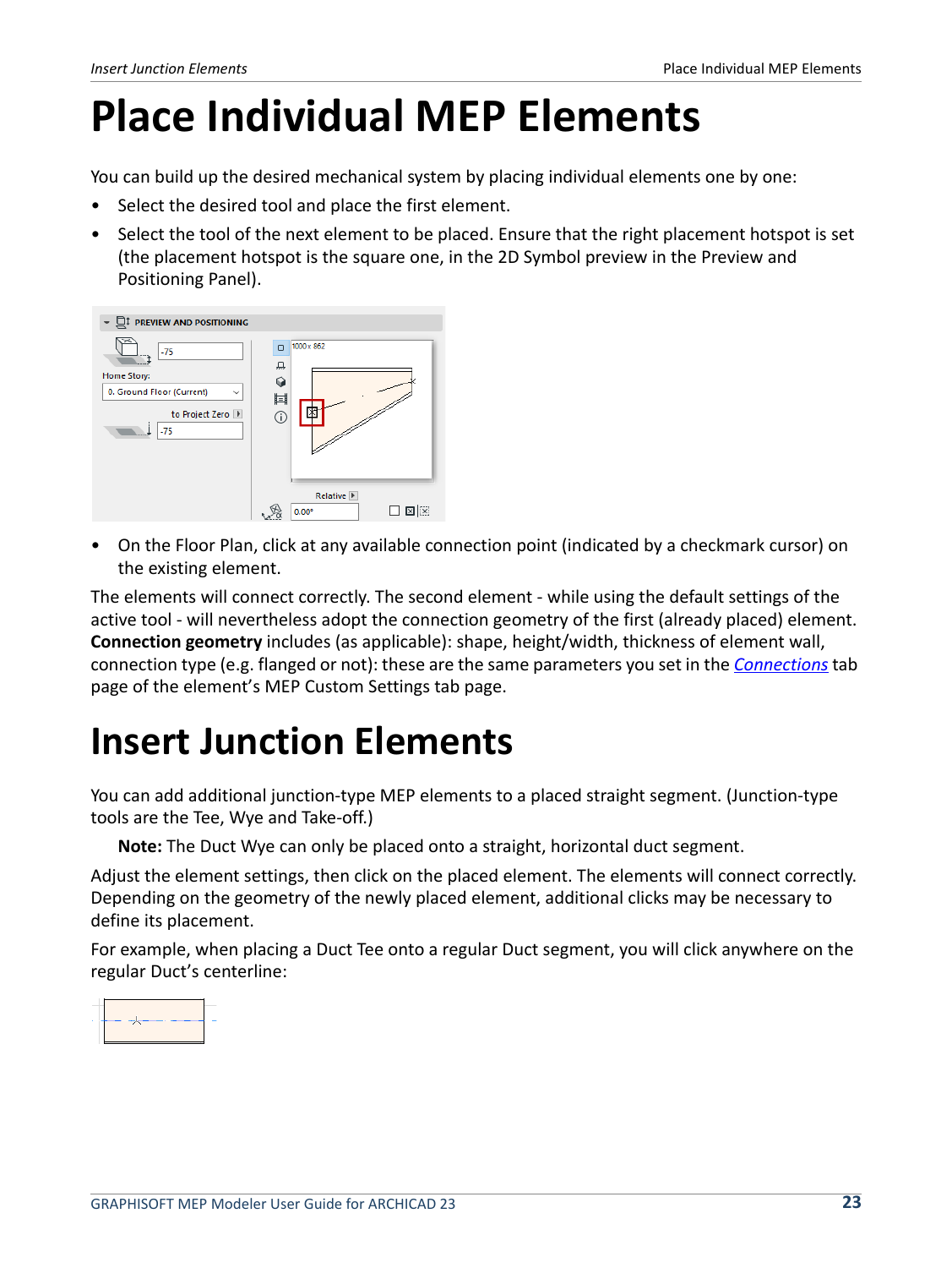# Place Individual MEP Elements

You can build up the desired mechanical system by placing individual elements one by one:

- Select the desired tool and place the first element.
- Select the tool of the next element to be placed. Ensure that the right placement hotspot is set (the placement hotspot is the square one, in the 2D Symbol preview in the Preview and Positioning Panel).
- On the Floor Plan, click at any available connection point (indicated by a checkmark cursor) on the existing element.

The elements will connect correctly. The second element - while using the default settings of the active tool - will nevertheless adopt the connection geometry of the first (already placed) element. **Connection geometry** includes (as applicable): shape, height/width, thickness of element wall, connection type (e.g. flanged or not): these are the same parameters you set in the *Connections* tab page of the element's MEP Custom Settings tab page.

# Insert Junction Elements

You can add additional junction-type MEP elements to a placed straight segment. (Junction-type tools are the Tee, Wye and Take-off.)

**Note:** The Duct Wye can only be placed onto a straight, horizontal duct segment.

Adjust the element settings, then click on the placed element. The elements will connect correctly. Depending on the geometry of the newly placed element, additional clicks may be necessary to define its placement.

For example, when placing a Duct Tee onto a regular Duct segment, you will click anywhere on the regular Duct's centerline: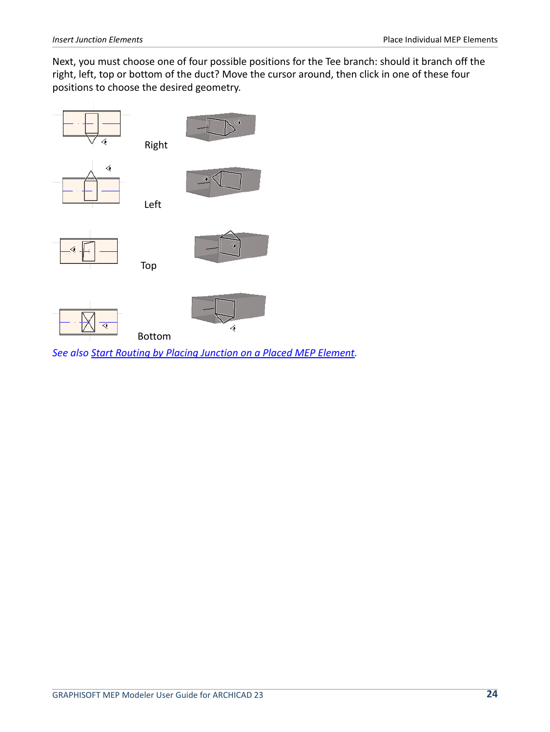Next, you must choose one of four possible positions for the Tee branch: should it branch off the right, left, top or bottom of the duct? Move the cursor around, then click in one of these four positions to choose the desired geometry.

Right

Left

Top

Bottom

*See also [Start Routing by Placing Junction on a Placed MEP Element](#).*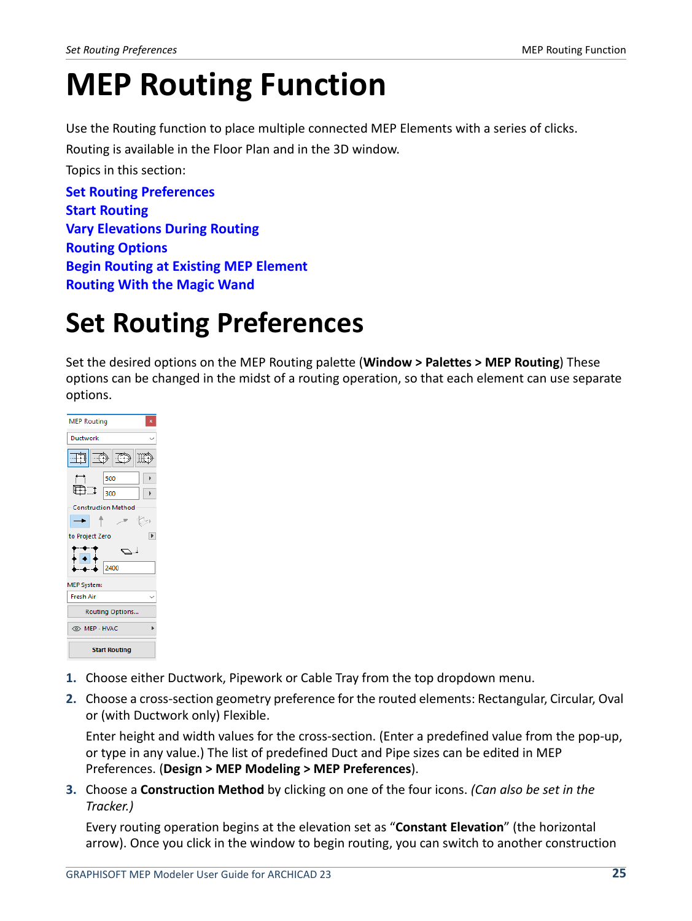# MEP Routing Function

Use the Routing function to place multiple connected MEP Elements with a series of clicks.

Routing is available in the Floor Plan and in the 3D window.

Topics in this section:

Set Routing Preferences
Start Routing
Vary Elevations During Routing
Routing Options
Begin Routing at Existing MEP Element
Routing With the Magic Wand

# Set Routing Preferences

Set the desired options on the MEP Routing palette (**Window > Palettes > MEP Routing**) These options can be changed in the midst of a routing operation, so that each element can use separate options.

1. Choose either Ductwork, Pipework or Cable Tray from the top dropdown menu.
2. Choose a cross-section geometry preference for the routed elements: Rectangular, Circular, Oval or (with Ductwork only) Flexible.

   Enter height and width values for the cross-section. (Enter a predefined value from the pop-up, or type in any value.) The list of predefined Duct and Pipe sizes can be edited in MEP Preferences. (**Design > MEP Modeling > MEP Preferences**).
3. Choose a **Construction Method** by clicking on one of the four icons. *(Can also be set in the Tracker.)*

   Every routing operation begins at the elevation set as "**Constant Elevation**" (the horizontal arrow). Once you click in the window to begin routing, you can switch to another construction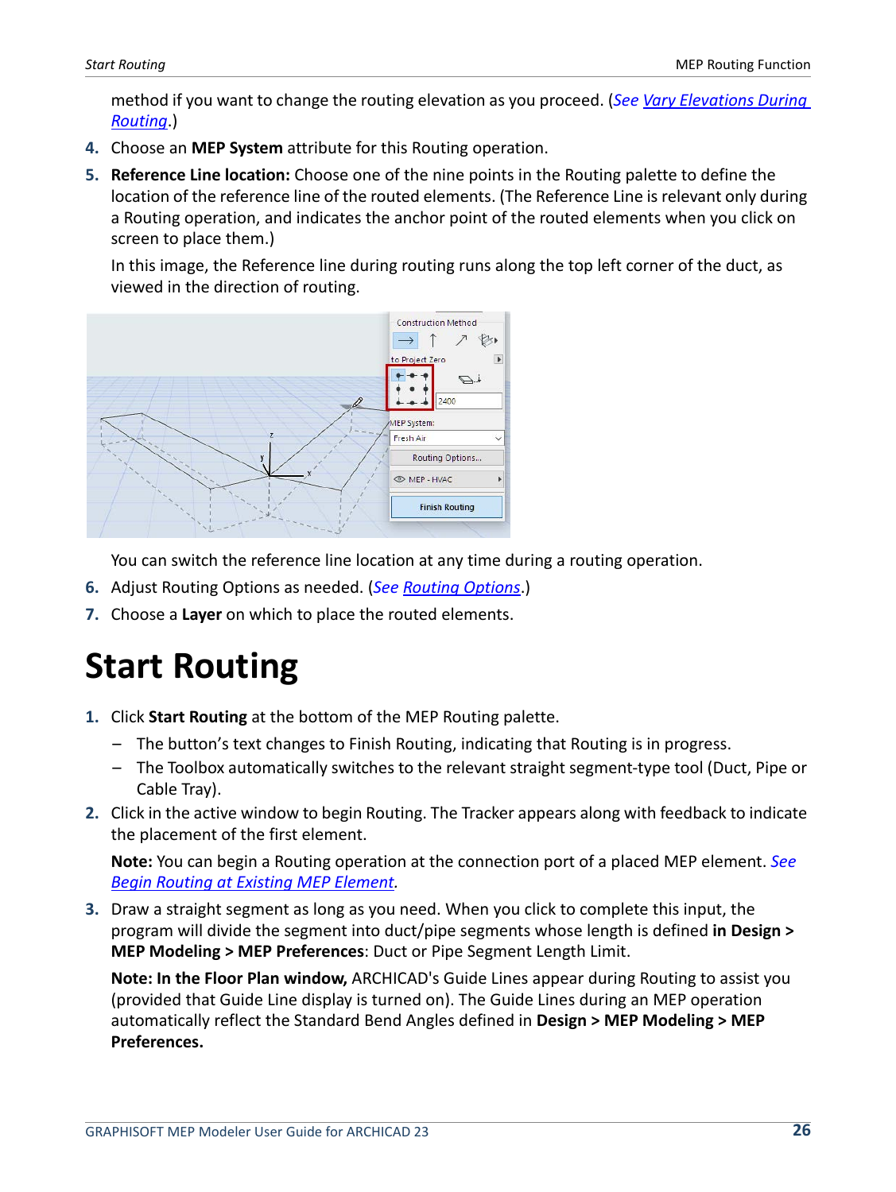method if you want to change the routing elevation as you proceed. (*See Vary Elevations During Routing*.)

4. Choose an **MEP System** attribute for this Routing operation.
5. **Reference Line location:** Choose one of the nine points in the Routing palette to define the location of the reference line of the routed elements. (The Reference Line is relevant only during a Routing operation, and indicates the anchor point of the routed elements when you click on screen to place them.)

   In this image, the Reference line during routing runs along the top left corner of the duct, as viewed in the direction of routing.

   You can switch the reference line location at any time during a routing operation.
6. Adjust Routing Options as needed. (*See Routing Options*.)
7. Choose a **Layer** on which to place the routed elements.

# Start Routing

1. Click **Start Routing** at the bottom of the MEP Routing palette.
   – The button's text changes to Finish Routing, indicating that Routing is in progress.
   – The Toolbox automatically switches to the relevant straight segment-type tool (Duct, Pipe or Cable Tray).
2. Click in the active window to begin Routing. The Tracker appears along with feedback to indicate the placement of the first element.

   **Note:** You can begin a Routing operation at the connection port of a placed MEP element. *See Begin Routing at Existing MEP Element*.
3. Draw a straight segment as long as you need. When you click to complete this input, the program will divide the segment into duct/pipe segments whose length is defined **in Design > MEP Modeling > MEP Preferences**: Duct or Pipe Segment Length Limit.

   **Note: In the Floor Plan window,** ARCHICAD's Guide Lines appear during Routing to assist you (provided that Guide Line display is turned on). The Guide Lines during an MEP operation automatically reflect the Standard Bend Angles defined in **Design > MEP Modeling > MEP Preferences.**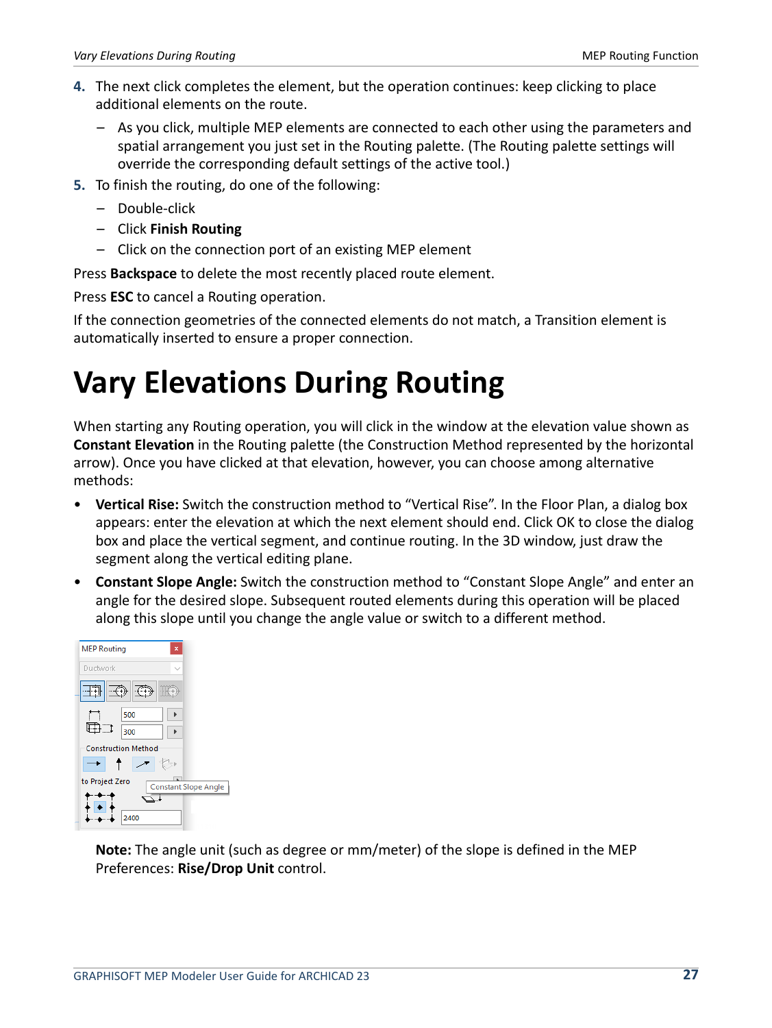4. The next click completes the element, but the operation continues: keep clicking to place additional elements on the route.
   - As you click, multiple MEP elements are connected to each other using the parameters and spatial arrangement you just set in the Routing palette. (The Routing palette settings will override the corresponding default settings of the active tool.)
5. To finish the routing, do one of the following:
   - Double-click
   - Click **Finish Routing**
   - Click on the connection port of an existing MEP element

Press **Backspace** to delete the most recently placed route element.

Press **ESC** to cancel a Routing operation.

If the connection geometries of the connected elements do not match, a Transition element is automatically inserted to ensure a proper connection.

# Vary Elevations During Routing

When starting any Routing operation, you will click in the window at the elevation value shown as **Constant Elevation** in the Routing palette (the Construction Method represented by the horizontal arrow). Once you have clicked at that elevation, however, you can choose among alternative methods:

- **Vertical Rise:** Switch the construction method to “Vertical Rise”. In the Floor Plan, a dialog box appears: enter the elevation at which the next element should end. Click OK to close the dialog box and place the vertical segment, and continue routing. In the 3D window, just draw the segment along the vertical editing plane.
- **Constant Slope Angle:** Switch the construction method to “Constant Slope Angle” and enter an angle for the desired slope. Subsequent routed elements during this operation will be placed along this slope until you change the angle value or switch to a different method.

**Note:** The angle unit (such as degree or mm/meter) of the slope is defined in the MEP Preferences: **Rise/Drop Unit** control.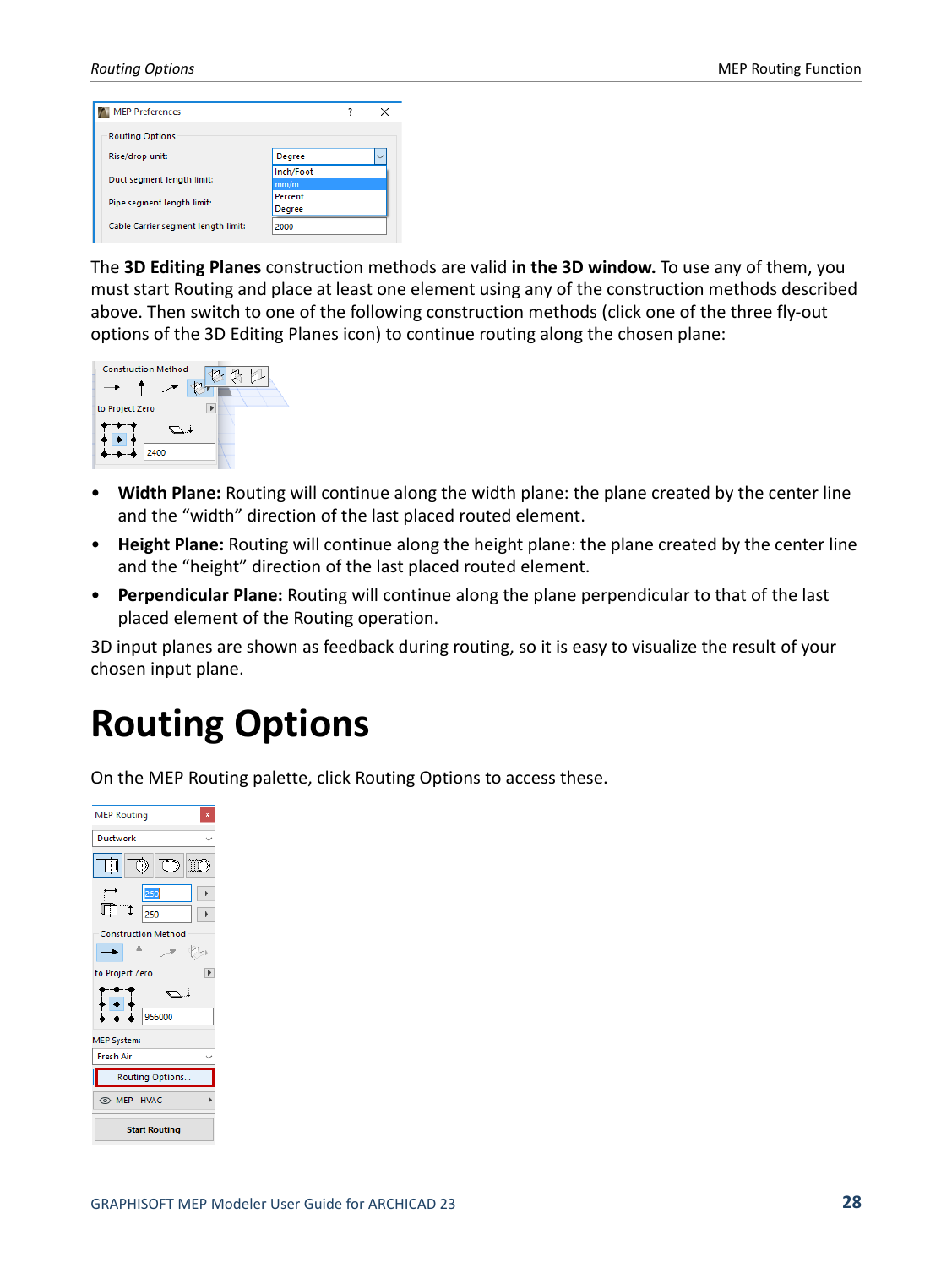The **3D Editing Planes** construction methods are valid **in the 3D window.** To use any of them, you must start Routing and place at least one element using any of the construction methods described above. Then switch to one of the following construction methods (click one of the three fly-out options of the 3D Editing Planes icon) to continue routing along the chosen plane:

- **Width Plane:** Routing will continue along the width plane: the plane created by the center line and the “width” direction of the last placed routed element.
- **Height Plane:** Routing will continue along the height plane: the plane created by the center line and the “height” direction of the last placed routed element.
- **Perpendicular Plane:** Routing will continue along the plane perpendicular to that of the last placed element of the Routing operation.

3D input planes are shown as feedback during routing, so it is easy to visualize the result of your chosen input plane.

# Routing Options

On the MEP Routing palette, click Routing Options to access these.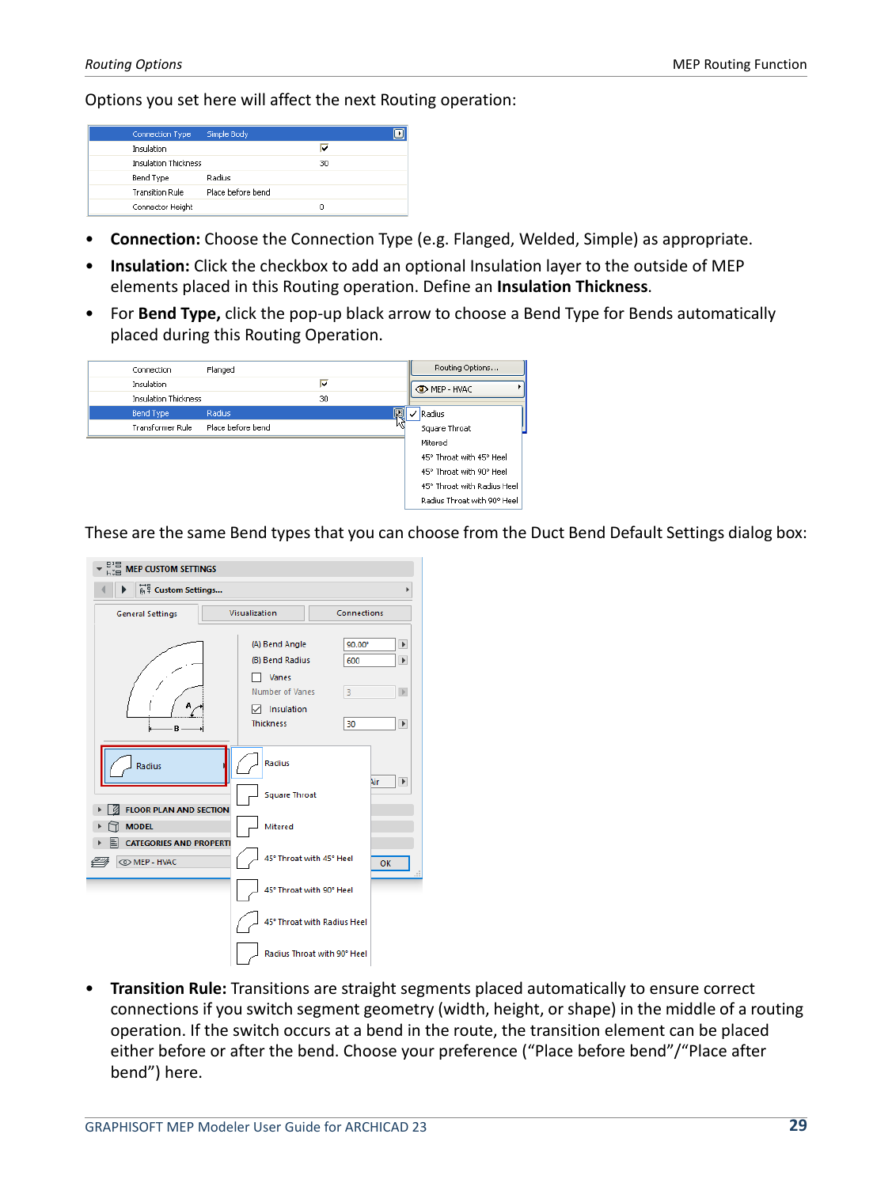Options you set here will affect the next Routing operation:

- **Connection:** Choose the Connection Type (e.g. Flanged, Welded, Simple) as appropriate.
- **Insulation:** Click the checkbox to add an optional Insulation layer to the outside of MEP elements placed in this Routing operation. Define an **Insulation Thickness**.
- For **Bend Type,** click the pop-up black arrow to choose a Bend Type for Bends automatically placed during this Routing Operation.

These are the same Bend types that you can choose from the Duct Bend Default Settings dialog box:

- **Transition Rule:** Transitions are straight segments placed automatically to ensure correct connections if you switch segment geometry (width, height, or shape) in the middle of a routing operation. If the switch occurs at a bend in the route, the transition element can be placed either before or after the bend. Choose your preference (“Place before bend”/“Place after bend”) here.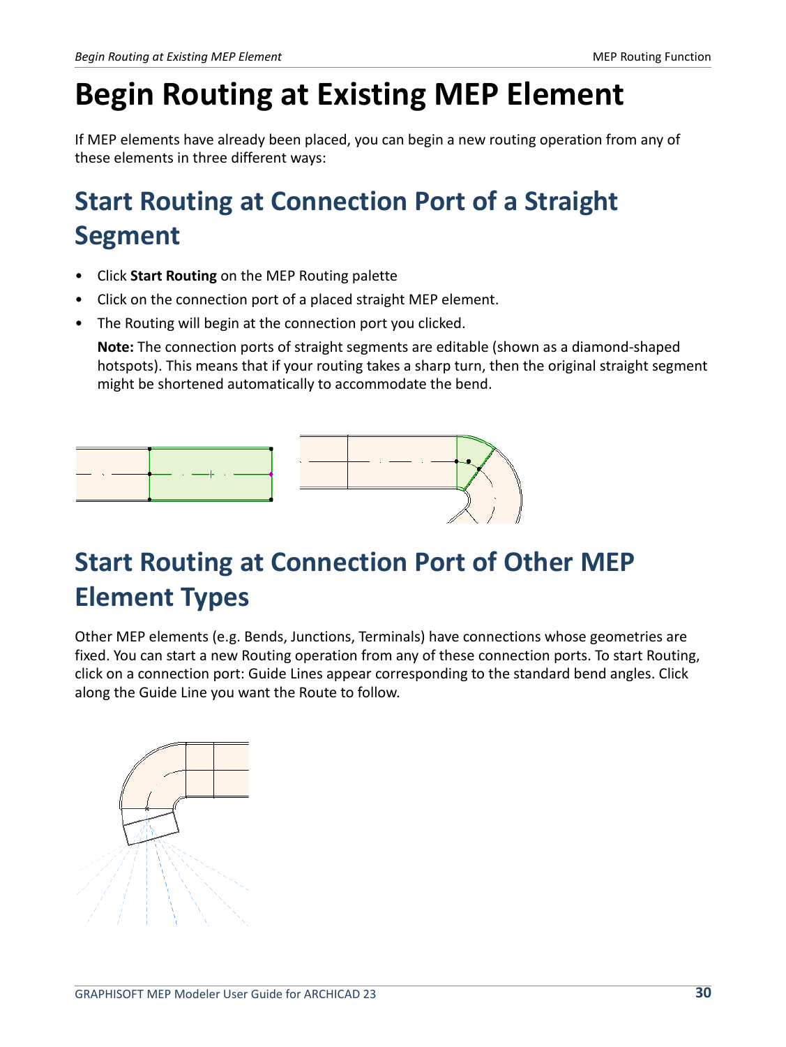# Begin Routing at Existing MEP Element

If MEP elements have already been placed, you can begin a new routing operation from any of these elements in three different ways:

## Start Routing at Connection Port of a Straight Segment

- Click **Start Routing** on the MEP Routing palette
- Click on the connection port of a placed straight MEP element.
- The Routing will begin at the connection port you clicked.

  **Note:** The connection ports of straight segments are editable (shown as a diamond-shaped hotspots). This means that if your routing takes a sharp turn, then the original straight segment might be shortened automatically to accommodate the bend.

## Start Routing at Connection Port of Other MEP Element Types

Other MEP elements (e.g. Bends, Junctions, Terminals) have connections whose geometries are fixed. You can start a new Routing operation from any of these connection ports. To start Routing, click on a connection port: Guide Lines appear corresponding to the standard bend angles. Click along the Guide Line you want the Route to follow.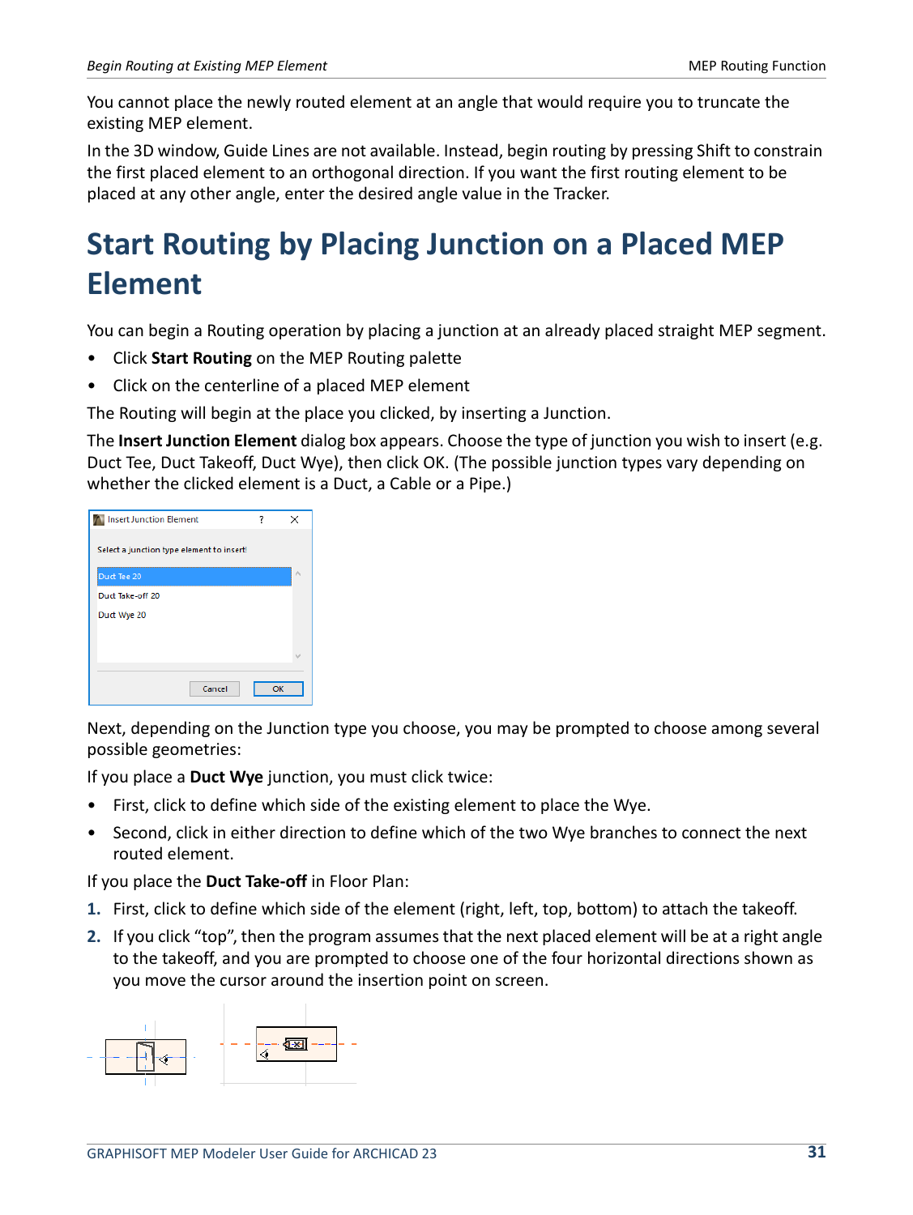You cannot place the newly routed element at an angle that would require you to truncate the existing MEP element.

In the 3D window, Guide Lines are not available. Instead, begin routing by pressing Shift to constrain the first placed element to an orthogonal direction. If you want the first routing element to be placed at any other angle, enter the desired angle value in the Tracker.

# Start Routing by Placing Junction on a Placed MEP Element

You can begin a Routing operation by placing a junction at an already placed straight MEP segment.

- Click **Start Routing** on the MEP Routing palette
- Click on the centerline of a placed MEP element

The Routing will begin at the place you clicked, by inserting a Junction.

The **Insert Junction Element** dialog box appears. Choose the type of junction you wish to insert (e.g. Duct Tee, Duct Takeoff, Duct Wye), then click OK. (The possible junction types vary depending on whether the clicked element is a Duct, a Cable or a Pipe.)

Next, depending on the Junction type you choose, you may be prompted to choose among several possible geometries:

If you place a **Duct Wye** junction, you must click twice:

- First, click to define which side of the existing element to place the Wye.
- Second, click in either direction to define which of the two Wye branches to connect the next routed element.

If you place the **Duct Take-off** in Floor Plan:

1. First, click to define which side of the element (right, left, top, bottom) to attach the takeoff.
2. If you click "top", then the program assumes that the next placed element will be at a right angle to the takeoff, and you are prompted to choose one of the four horizontal directions shown as you move the cursor around the insertion point on screen.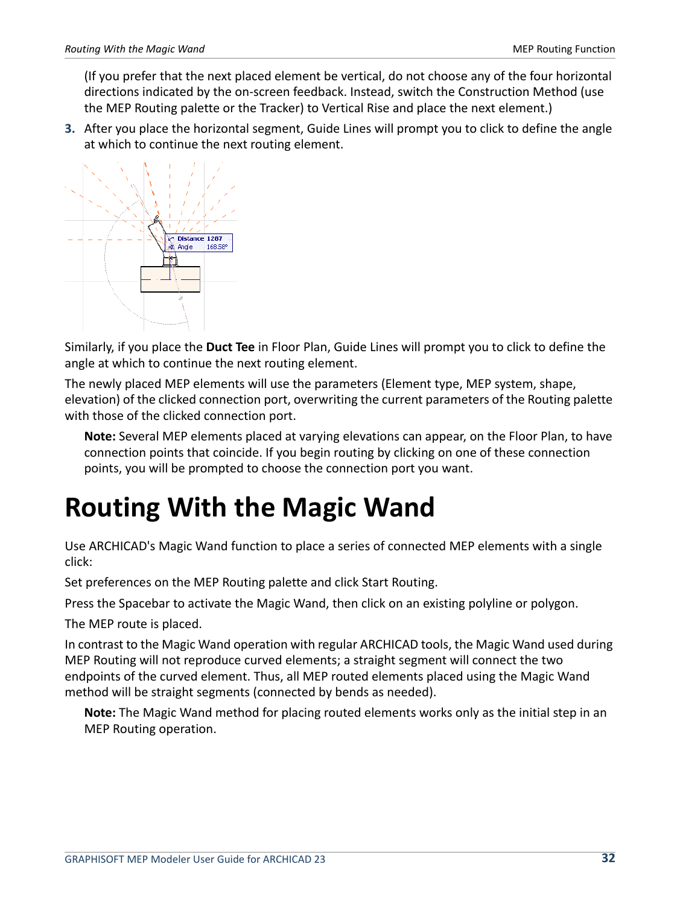(If you prefer that the next placed element be vertical, do not choose any of the four horizontal directions indicated by the on-screen feedback. Instead, switch the Construction Method (use the MEP Routing palette or the Tracker) to Vertical Rise and place the next element.)

3. After you place the horizontal segment, Guide Lines will prompt you to click to define the angle at which to continue the next routing element.

Similarly, if you place the **Duct Tee** in Floor Plan, Guide Lines will prompt you to click to define the angle at which to continue the next routing element.

The newly placed MEP elements will use the parameters (Element type, MEP system, shape, elevation) of the clicked connection port, overwriting the current parameters of the Routing palette with those of the clicked connection port.

> **Note:** Several MEP elements placed at varying elevations can appear, on the Floor Plan, to have connection points that coincide. If you begin routing by clicking on one of these connection points, you will be prompted to choose the connection port you want.

# Routing With the Magic Wand

Use ARCHICAD's Magic Wand function to place a series of connected MEP elements with a single click:

Set preferences on the MEP Routing palette and click Start Routing.

Press the Spacebar to activate the Magic Wand, then click on an existing polyline or polygon.

The MEP route is placed.

In contrast to the Magic Wand operation with regular ARCHICAD tools, the Magic Wand used during MEP Routing will not reproduce curved elements; a straight segment will connect the two endpoints of the curved element. Thus, all MEP routed elements placed using the Magic Wand method will be straight segments (connected by bends as needed).

> **Note:** The Magic Wand method for placing routed elements works only as the initial step in an MEP Routing operation.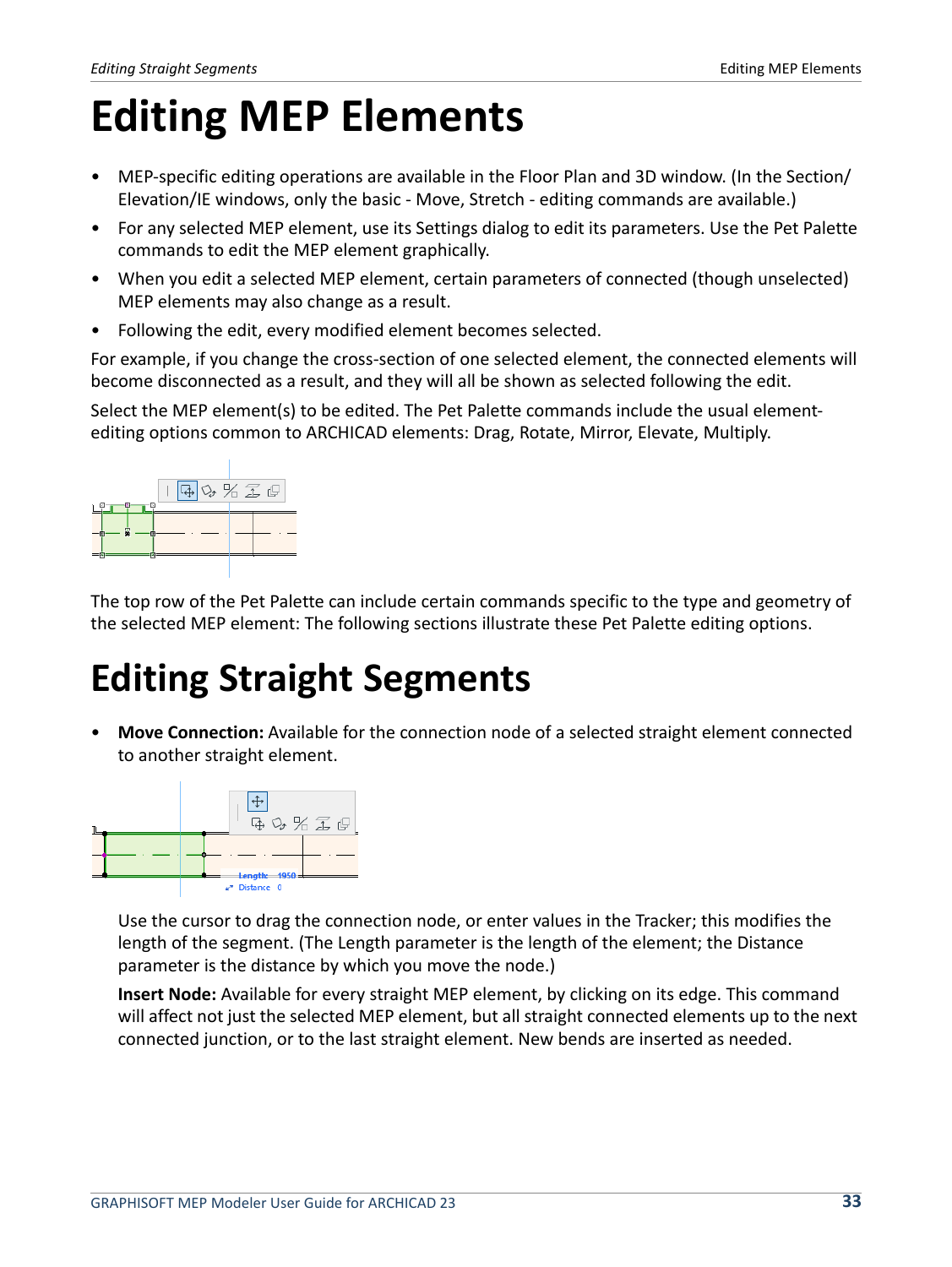# Editing MEP Elements

- MEP-specific editing operations are available in the Floor Plan and 3D window. (In the Section/Elevation/IE windows, only the basic - Move, Stretch - editing commands are available.)
- For any selected MEP element, use its Settings dialog to edit its parameters. Use the Pet Palette commands to edit the MEP element graphically.
- When you edit a selected MEP element, certain parameters of connected (though unselected) MEP elements may also change as a result.
- Following the edit, every modified element becomes selected.

For example, if you change the cross-section of one selected element, the connected elements will become disconnected as a result, and they will all be shown as selected following the edit.

Select the MEP element(s) to be edited. The Pet Palette commands include the usual element-editing options common to ARCHICAD elements: Drag, Rotate, Mirror, Elevate, Multiply.

The top row of the Pet Palette can include certain commands specific to the type and geometry of the selected MEP element: The following sections illustrate these Pet Palette editing options.

# Editing Straight Segments

- **Move Connection:** Available for the connection node of a selected straight element connected to another straight element.

  Use the cursor to drag the connection node, or enter values in the Tracker; this modifies the length of the segment. (The Length parameter is the length of the element; the Distance parameter is the distance by which you move the node.)

  **Insert Node:** Available for every straight MEP element, by clicking on its edge. This command will affect not just the selected MEP element, but all straight connected elements up to the next connected junction, or to the last straight element. New bends are inserted as needed.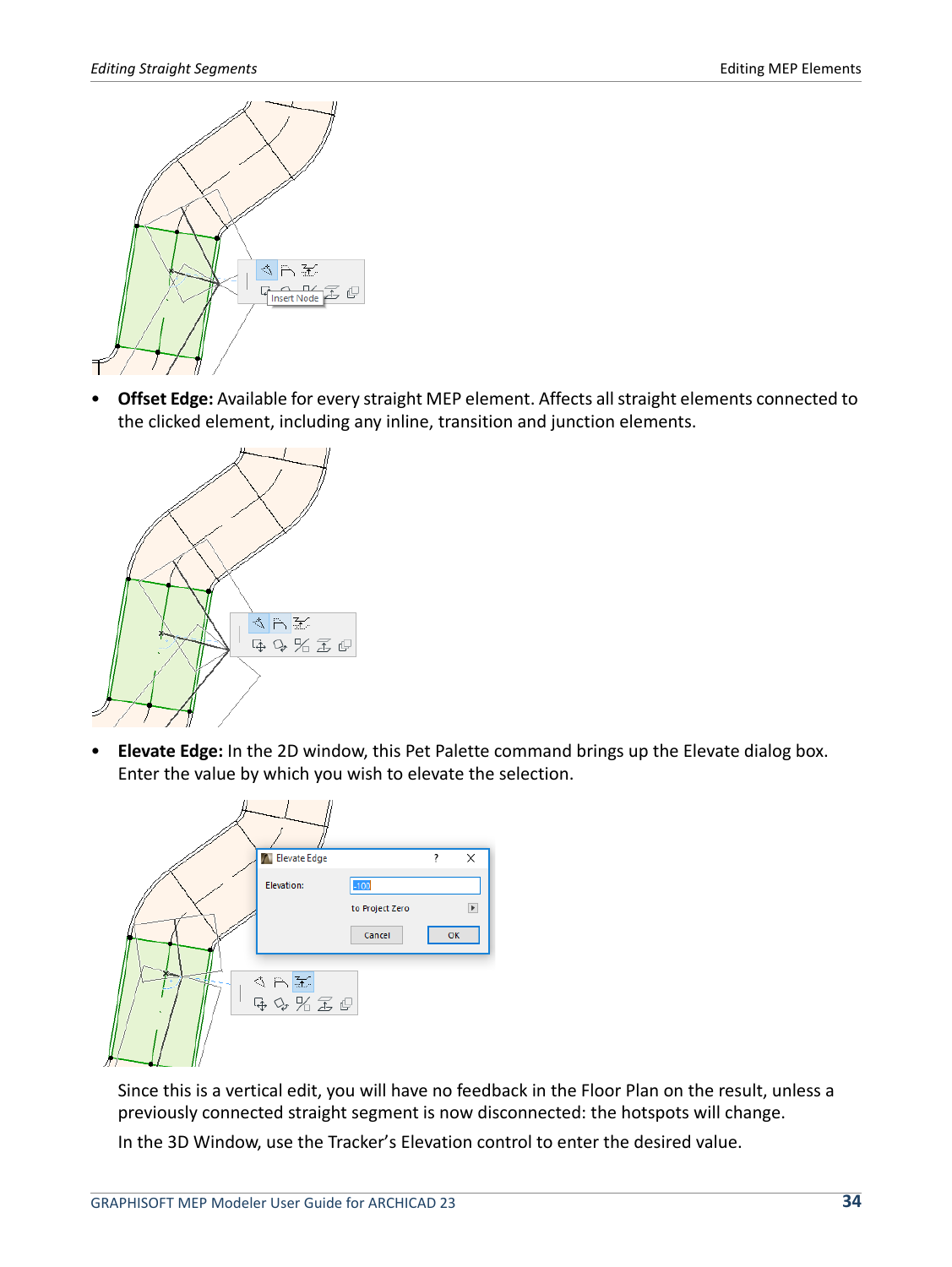- **Offset Edge:** Available for every straight MEP element. Affects all straight elements connected to the clicked element, including any inline, transition and junction elements.

- **Elevate Edge:** In the 2D window, this Pet Palette command brings up the Elevate dialog box. Enter the value by which you wish to elevate the selection.

  Since this is a vertical edit, you will have no feedback in the Floor Plan on the result, unless a previously connected straight segment is now disconnected: the hotspots will change.

  In the 3D Window, use the Tracker's Elevation control to enter the desired value.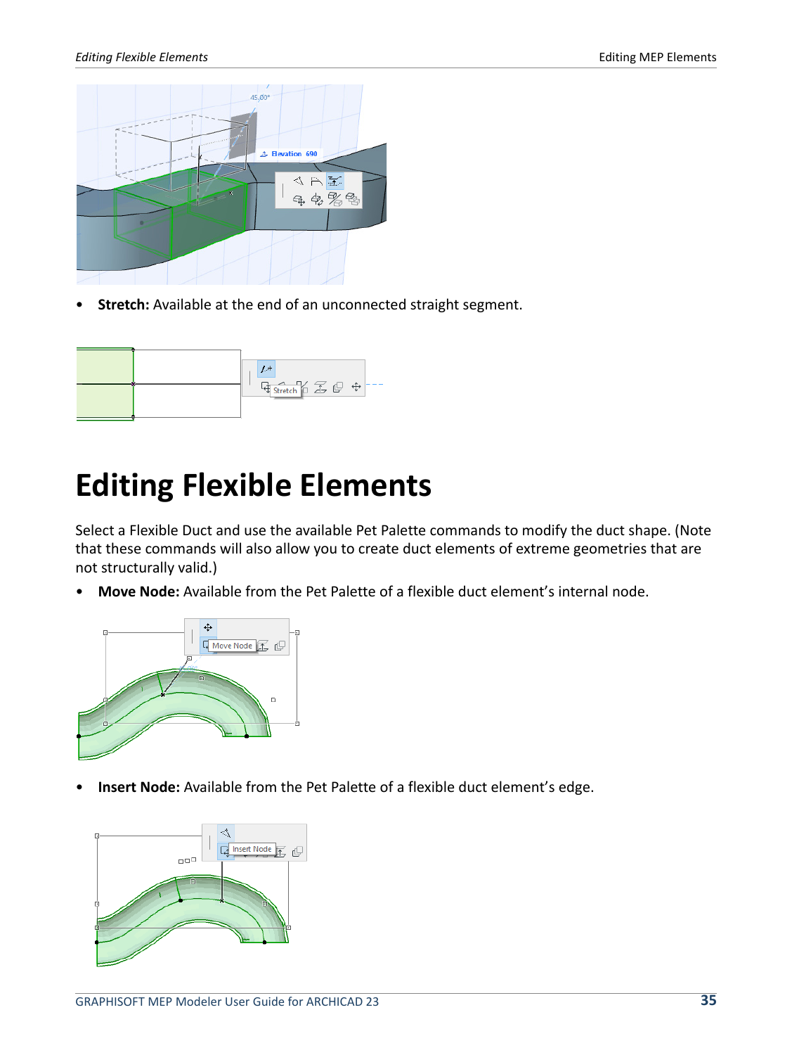- **Stretch:** Available at the end of an unconnected straight segment.

# Editing Flexible Elements

Select a Flexible Duct and use the available Pet Palette commands to modify the duct shape. (Note that these commands will also allow you to create duct elements of extreme geometries that are not structurally valid.)

- **Move Node:** Available from the Pet Palette of a flexible duct element's internal node.

- **Insert Node:** Available from the Pet Palette of a flexible duct element's edge.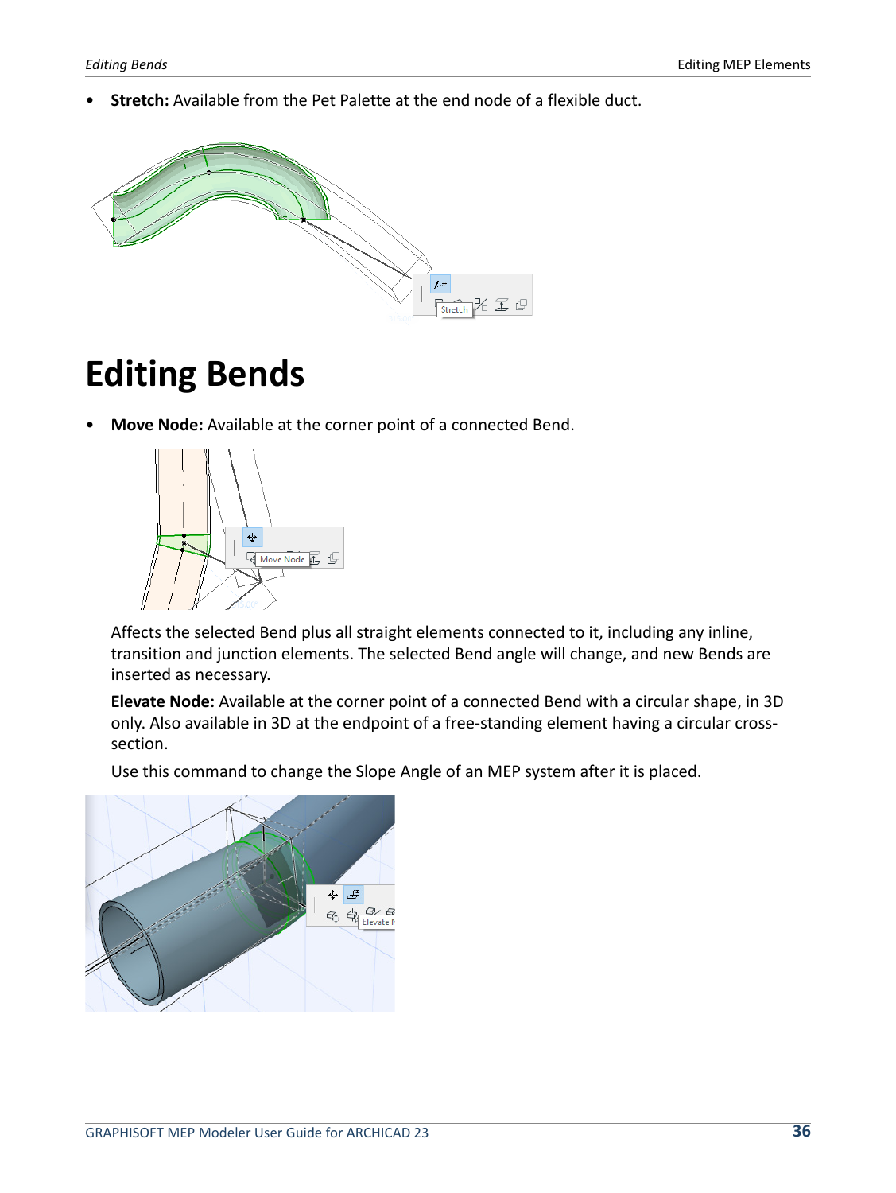- **Stretch:** Available from the Pet Palette at the end node of a flexible duct.

# Editing Bends

- **Move Node:** Available at the corner point of a connected Bend.

  Affects the selected Bend plus all straight elements connected to it, including any inline, transition and junction elements. The selected Bend angle will change, and new Bends are inserted as necessary.

  **Elevate Node:** Available at the corner point of a connected Bend with a circular shape, in 3D only. Also available in 3D at the endpoint of a free-standing element having a circular cross-section.

  Use this command to change the Slope Angle of an MEP system after it is placed.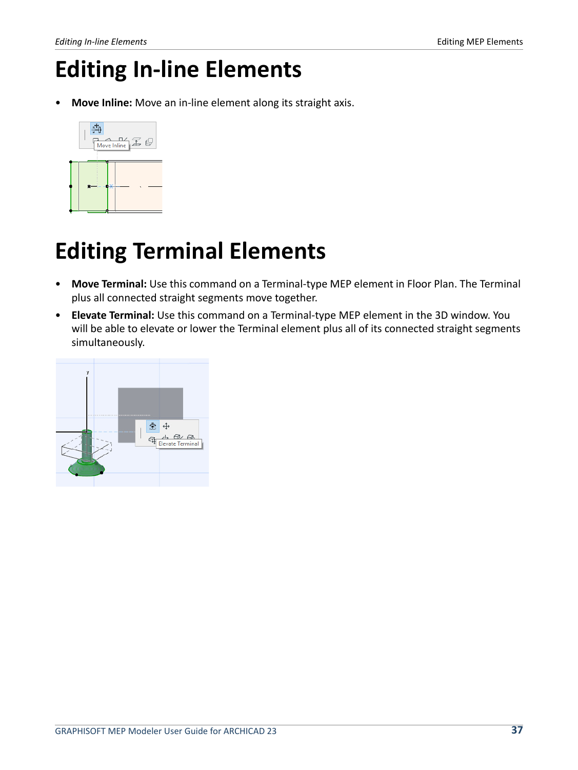# Editing In-line Elements

- **Move Inline:** Move an in-line element along its straight axis.

# Editing Terminal Elements

- **Move Terminal:** Use this command on a Terminal-type MEP element in Floor Plan. The Terminal plus all connected straight segments move together.
- **Elevate Terminal:** Use this command on a Terminal-type MEP element in the 3D window. You will be able to elevate or lower the Terminal element plus all of its connected straight segments simultaneously.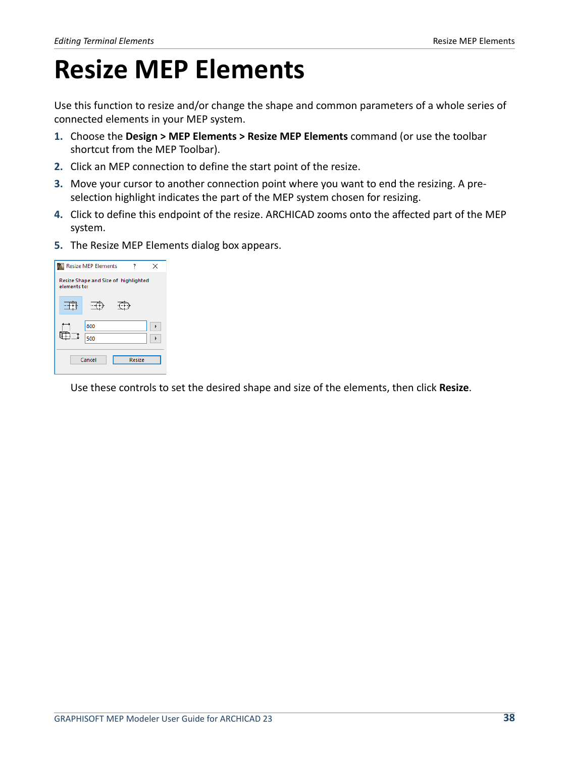# Resize MEP Elements

Use this function to resize and/or change the shape and common parameters of a whole series of connected elements in your MEP system.

1. Choose the **Design > MEP Elements > Resize MEP Elements** command (or use the toolbar shortcut from the MEP Toolbar).
2. Click an MEP connection to define the start point of the resize.
3. Move your cursor to another connection point where you want to end the resizing. A pre-selection highlight indicates the part of the MEP system chosen for resizing.
4. Click to define this endpoint of the resize. ARCHICAD zooms onto the affected part of the MEP system.
5. The Resize MEP Elements dialog box appears.

   Use these controls to set the desired shape and size of the elements, then click **Resize**.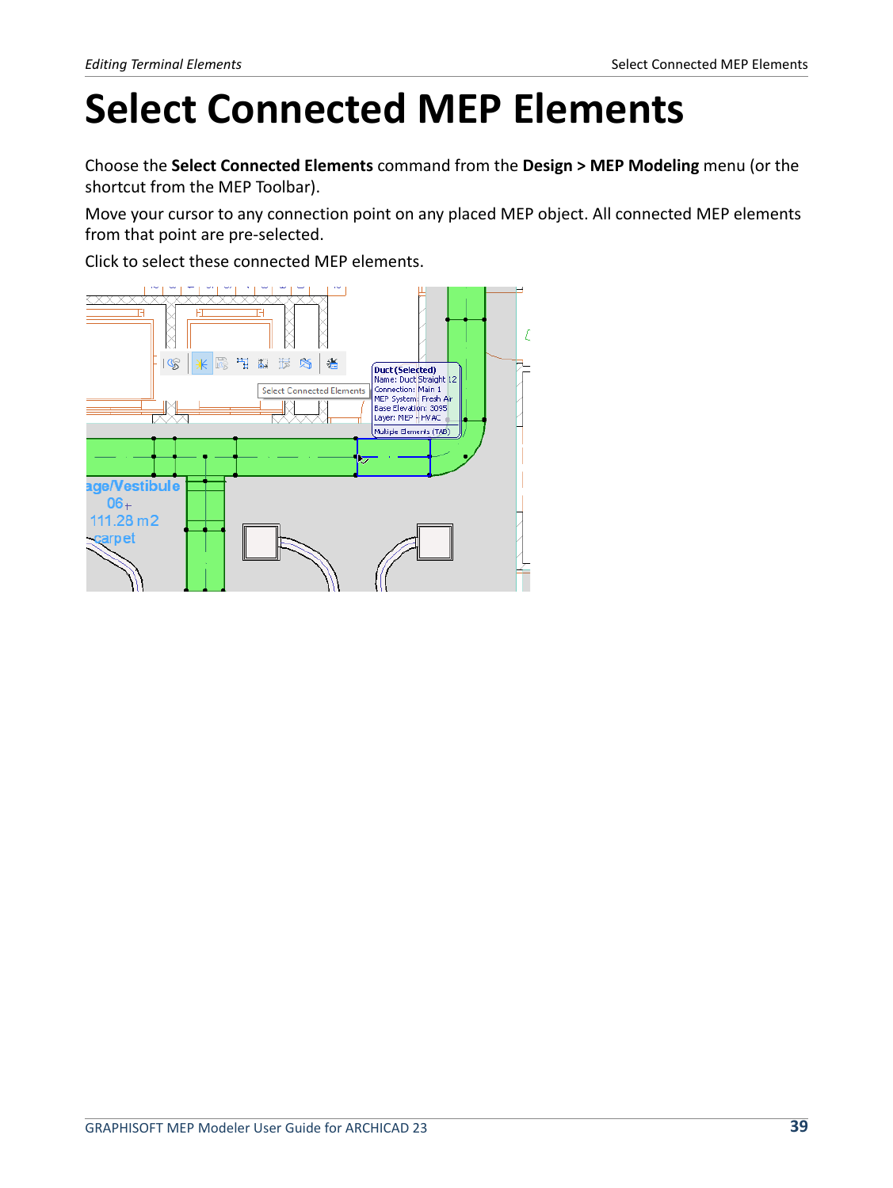# Select Connected MEP Elements

Choose the **Select Connected Elements** command from the **Design > MEP Modeling** menu (or the shortcut from the MEP Toolbar).

Move your cursor to any connection point on any placed MEP object. All connected MEP elements from that point are pre-selected.

Click to select these connected MEP elements.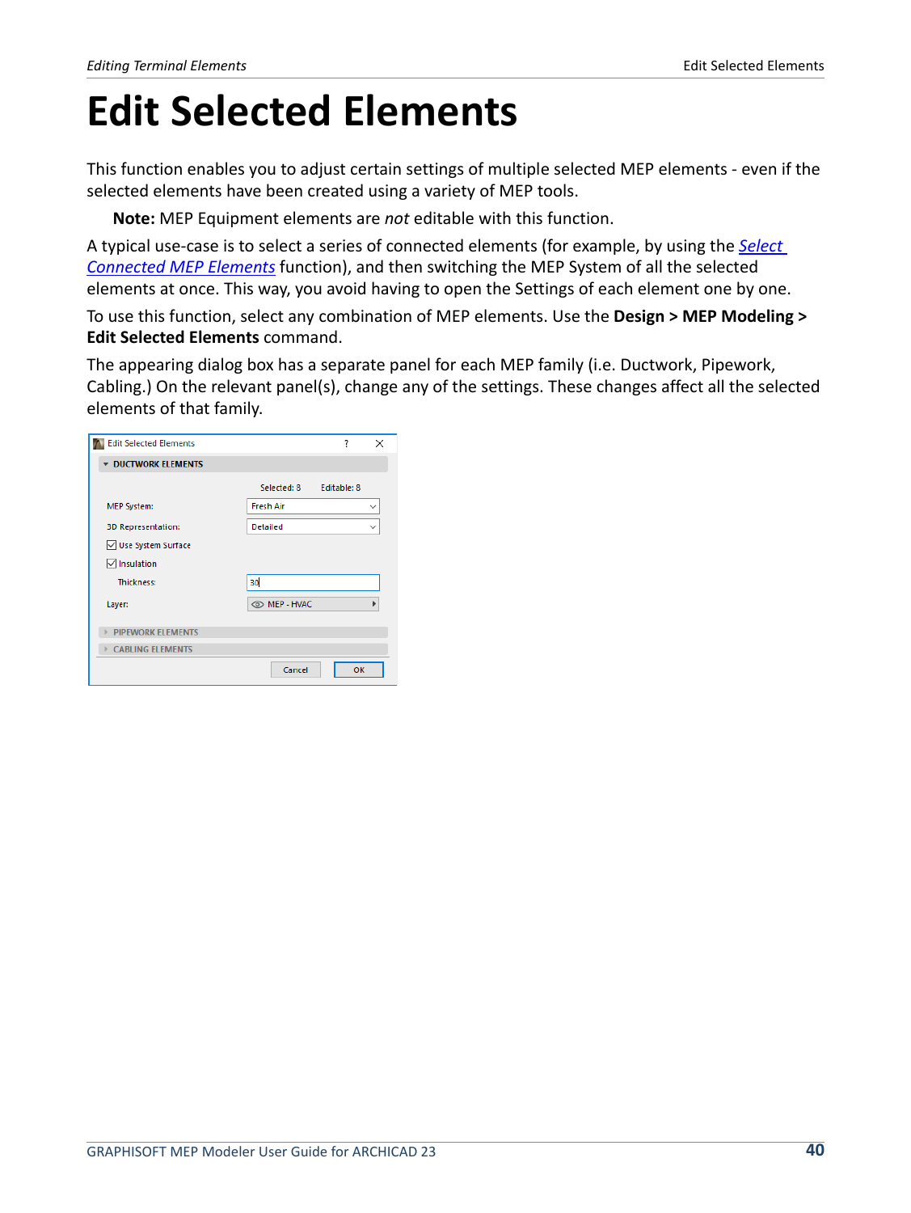# Edit Selected Elements

This function enables you to adjust certain settings of multiple selected MEP elements - even if the selected elements have been created using a variety of MEP tools.

**Note:** MEP Equipment elements are *not* editable with this function.

A typical use-case is to select a series of connected elements (for example, by using the *Select Connected MEP Elements* function), and then switching the MEP System of all the selected elements at once. This way, you avoid having to open the Settings of each element one by one.

To use this function, select any combination of MEP elements. Use the **Design > MEP Modeling > Edit Selected Elements** command.

The appearing dialog box has a separate panel for each MEP family (i.e. Ductwork, Pipework, Cabling.) On the relevant panel(s), change any of the settings. These changes affect all the selected elements of that family.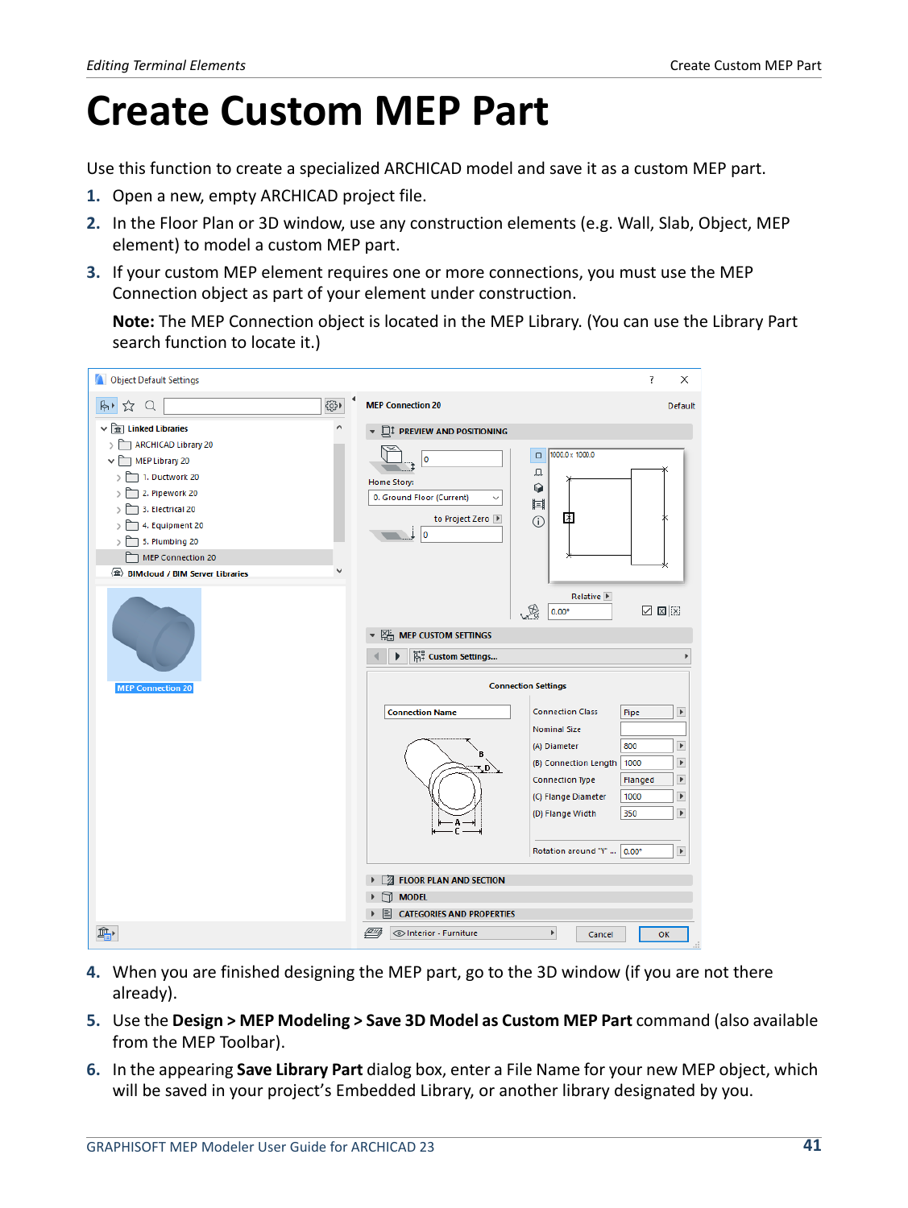# Create Custom MEP Part

Use this function to create a specialized ARCHICAD model and save it as a custom MEP part.

1. Open a new, empty ARCHICAD project file.
2. In the Floor Plan or 3D window, use any construction elements (e.g. Wall, Slab, Object, MEP element) to model a custom MEP part.
3. If your custom MEP element requires one or more connections, you must use the MEP Connection object as part of your element under construction.

   **Note:** The MEP Connection object is located in the MEP Library. (You can use the Library Part search function to locate it.)

4. When you are finished designing the MEP part, go to the 3D window (if you are not there already).
5. Use the **Design > MEP Modeling > Save 3D Model as Custom MEP Part** command (also available from the MEP Toolbar).
6. In the appearing **Save Library Part** dialog box, enter a File Name for your new MEP object, which will be saved in your project's Embedded Library, or another library designated by you.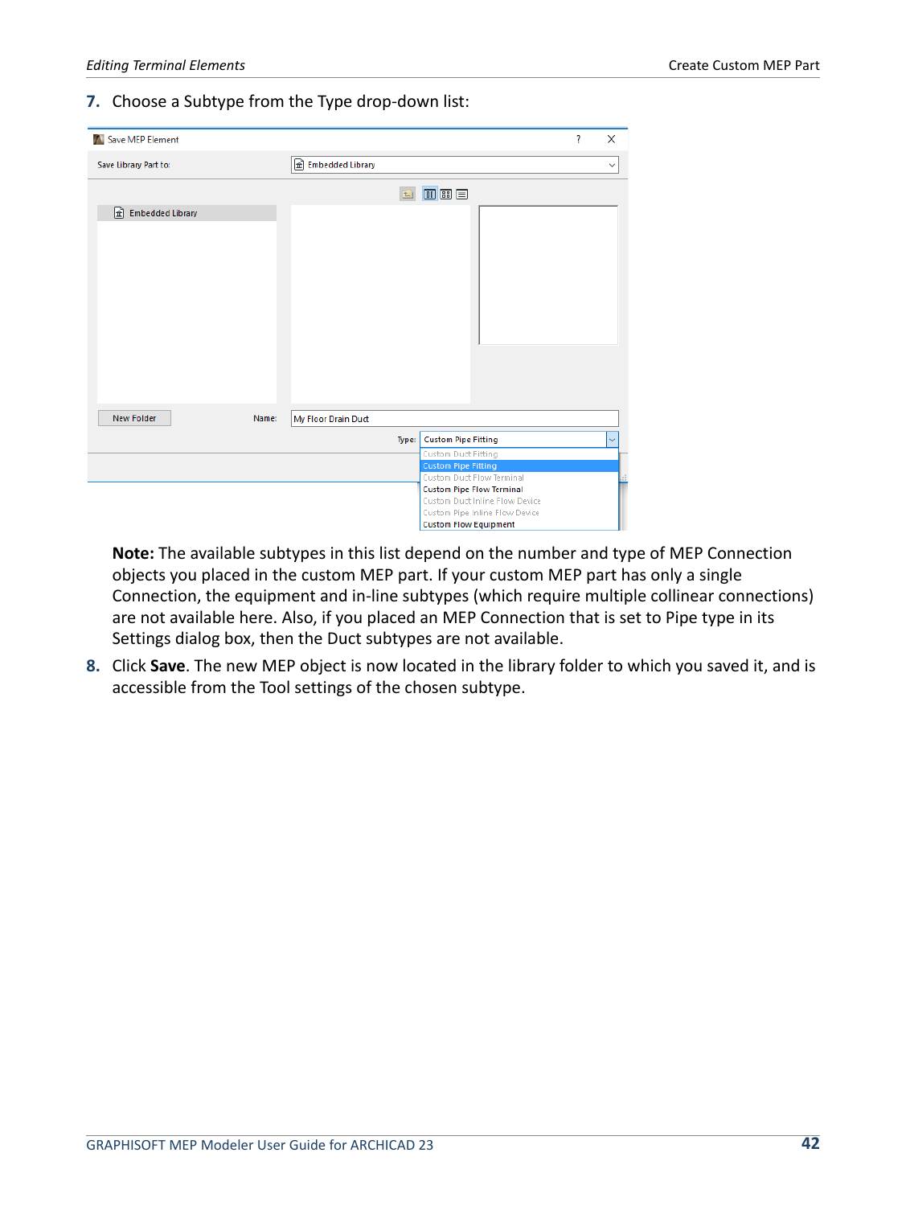7. Choose a Subtype from the Type drop-down list:

**Note:** The available subtypes in this list depend on the number and type of MEP Connection objects you placed in the custom MEP part. If your custom MEP part has only a single Connection, the equipment and in-line subtypes (which require multiple collinear connections) are not available here. Also, if you placed an MEP Connection that is set to Pipe type in its Settings dialog box, then the Duct subtypes are not available.

8. Click **Save**. The new MEP object is now located in the library folder to which you saved it, and is accessible from the Tool settings of the chosen subtype.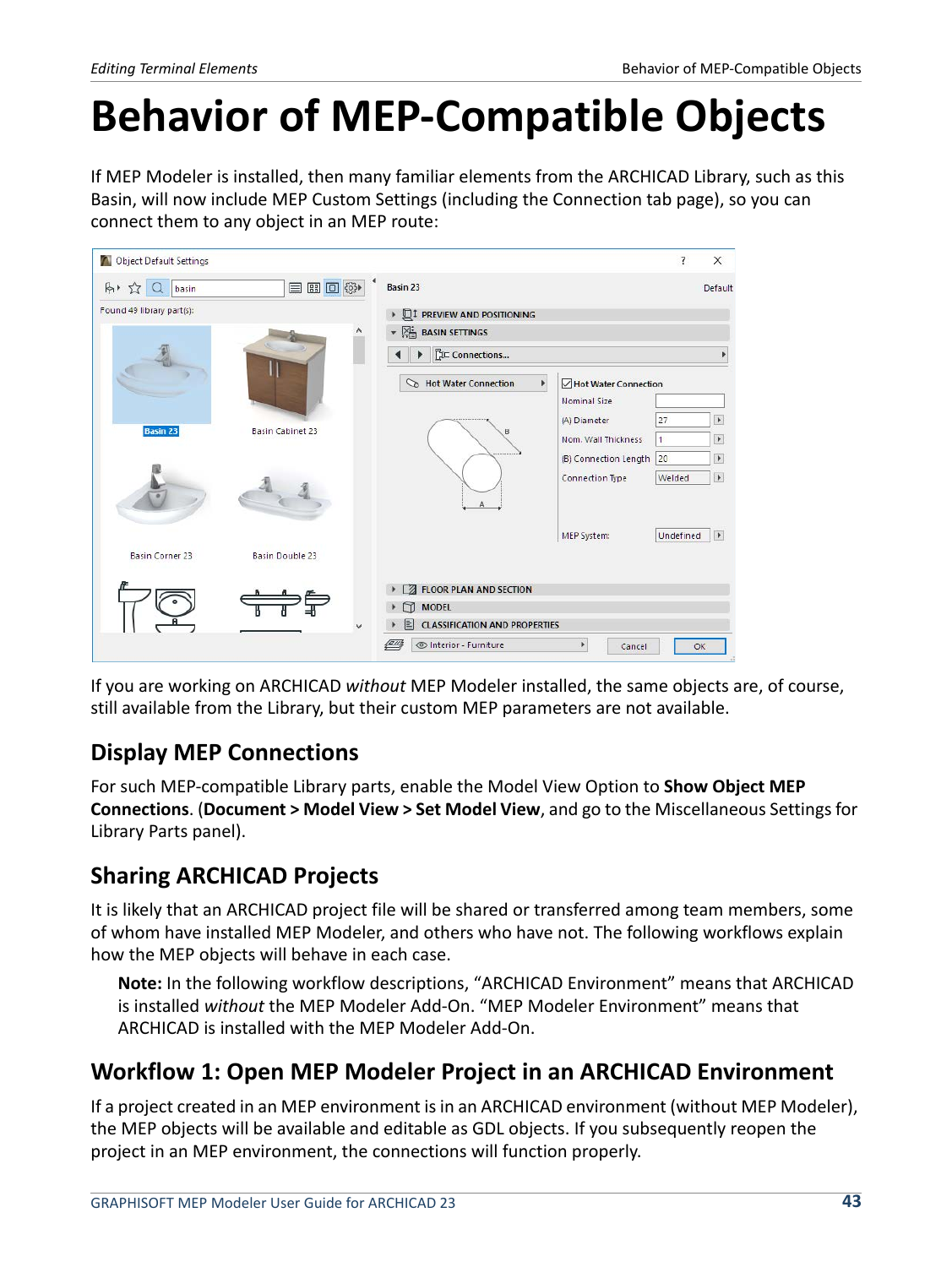# Behavior of MEP-Compatible Objects

If MEP Modeler is installed, then many familiar elements from the ARCHICAD Library, such as this Basin, will now include MEP Custom Settings (including the Connection tab page), so you can connect them to any object in an MEP route:

If you are working on ARCHICAD *without* MEP Modeler installed, the same objects are, of course, still available from the Library, but their custom MEP parameters are not available.

## Display MEP Connections

For such MEP-compatible Library parts, enable the Model View Option to **Show Object MEP Connections**. (**Document > Model View > Set Model View**, and go to the Miscellaneous Settings for Library Parts panel).

## Sharing ARCHICAD Projects

It is likely that an ARCHICAD project file will be shared or transferred among team members, some of whom have installed MEP Modeler, and others who have not. The following workflows explain how the MEP objects will behave in each case.

**Note:** In the following workflow descriptions, "ARCHICAD Environment" means that ARCHICAD is installed *without* the MEP Modeler Add-On. "MEP Modeler Environment" means that ARCHICAD is installed with the MEP Modeler Add-On.

## Workflow 1: Open MEP Modeler Project in an ARCHICAD Environment

If a project created in an MEP environment is in an ARCHICAD environment (without MEP Modeler), the MEP objects will be available and editable as GDL objects. If you subsequently reopen the project in an MEP environment, the connections will function properly.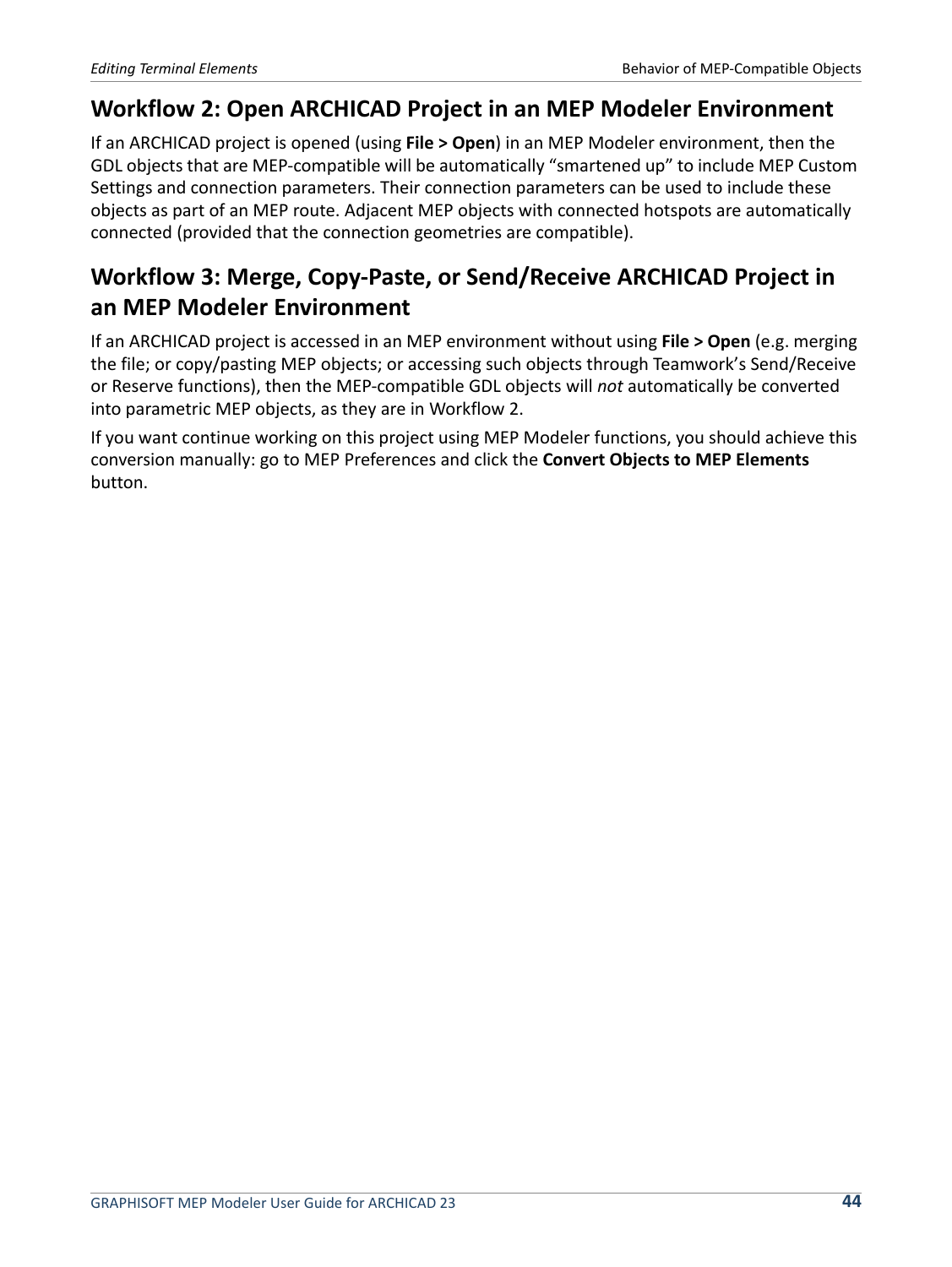## Workflow 2: Open ARCHICAD Project in an MEP Modeler Environment

If an ARCHICAD project is opened (using **File > Open**) in an MEP Modeler environment, then the GDL objects that are MEP-compatible will be automatically "smartened up" to include MEP Custom Settings and connection parameters. Their connection parameters can be used to include these objects as part of an MEP route. Adjacent MEP objects with connected hotspots are automatically connected (provided that the connection geometries are compatible).

## Workflow 3: Merge, Copy-Paste, or Send/Receive ARCHICAD Project in an MEP Modeler Environment

If an ARCHICAD project is accessed in an MEP environment without using **File > Open** (e.g. merging the file; or copy/pasting MEP objects; or accessing such objects through Teamwork's Send/Receive or Reserve functions), then the MEP-compatible GDL objects will *not* automatically be converted into parametric MEP objects, as they are in Workflow 2.

If you want continue working on this project using MEP Modeler functions, you should achieve this conversion manually: go to MEP Preferences and click the **Convert Objects to MEP Elements** button.